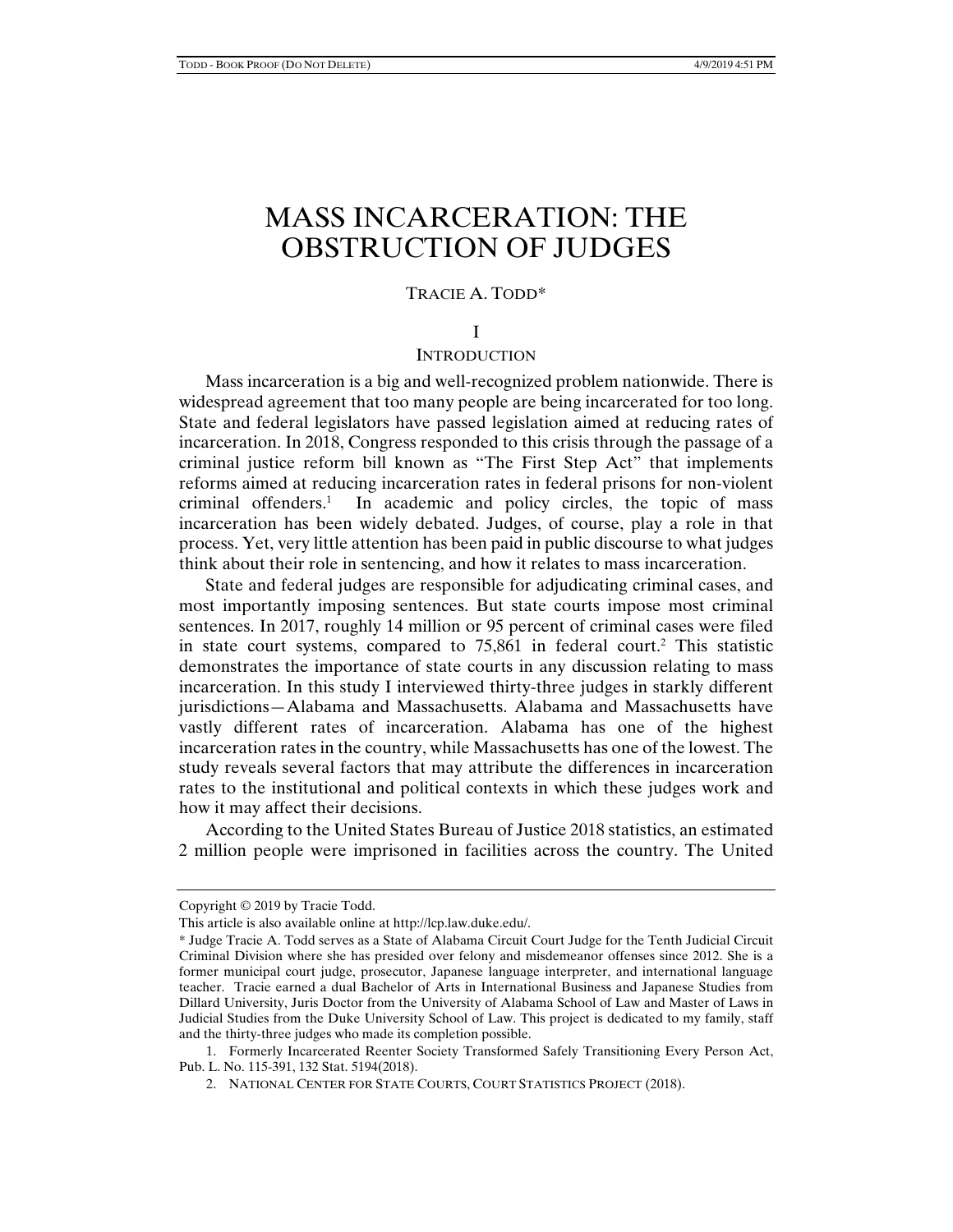# MASS INCARCERATION: THE OBSTRUCTION OF JUDGES

TRACIE A. TODD*

## I

## INTRODUCTION

Mass incarceration is a big and well-recognized problem nationwide. There is widespread agreement that too many people are being incarcerated for too long. State and federal legislators have passed legislation aimed at reducing rates of incarceration. In 2018, Congress responded to this crisis through the passage of a criminal justice reform bill known as "The First Step Act" that implements reforms aimed at reducing incarceration rates in federal prisons for non-violent criminal offenders.[1] In academic and policy circles, the topic of mass incarceration has been widely debated. Judges, of course, play a role in that process. Yet, very little attention has been paid in public discourse to what judges think about their role in sentencing, and how it relates to mass incarceration.

State and federal judges are responsible for adjudicating criminal cases, and most importantly imposing sentences. But state courts impose most criminal sentences. In 2017, roughly 14 million or 95 percent of criminal cases were filed in state court systems, compared to 75,861 in federal court.[2] This statistic demonstrates the importance of state courts in any discussion relating to mass incarceration. In this study I interviewed thirty-three judges in starkly different jurisdictions—Alabama and Massachusetts. Alabama and Massachusetts have vastly different rates of incarceration. Alabama has one of the highest incarceration rates in the country, while Massachusetts has one of the lowest. The study reveals several factors that may attribute the differences in incarceration rates to the institutional and political contexts in which these judges work and how it may affect their decisions.

According to the United States Bureau of Justice 2018 statistics, an estimated 2 million people were imprisoned in facilities across the country. The United

---

Copyright © 2019 by Tracie Todd.

This article is also available online at http://lcp.law.duke.edu/.

* Judge Tracie A. Todd serves as a State of Alabama Circuit Court Judge for the Tenth Judicial Circuit Criminal Division where she has presided over felony and misdemeanor offenses since 2012. She is a former municipal court judge, prosecutor, Japanese language interpreter, and international language teacher. Tracie earned a dual Bachelor of Arts in International Business and Japanese Studies from Dillard University, Juris Doctor from the University of Alabama School of Law and Master of Laws in Judicial Studies from the Duke University School of Law. This project is dedicated to my family, staff and the thirty-three judges who made its completion possible.

1. Formerly Incarcerated Reenter Society Transformed Safely Transitioning Every Person Act, Pub. L. No. 115-391, 132 Stat. 5194(2018).

2. NATIONAL CENTER FOR STATE COURTS, COURT STATISTICS PROJECT (2018).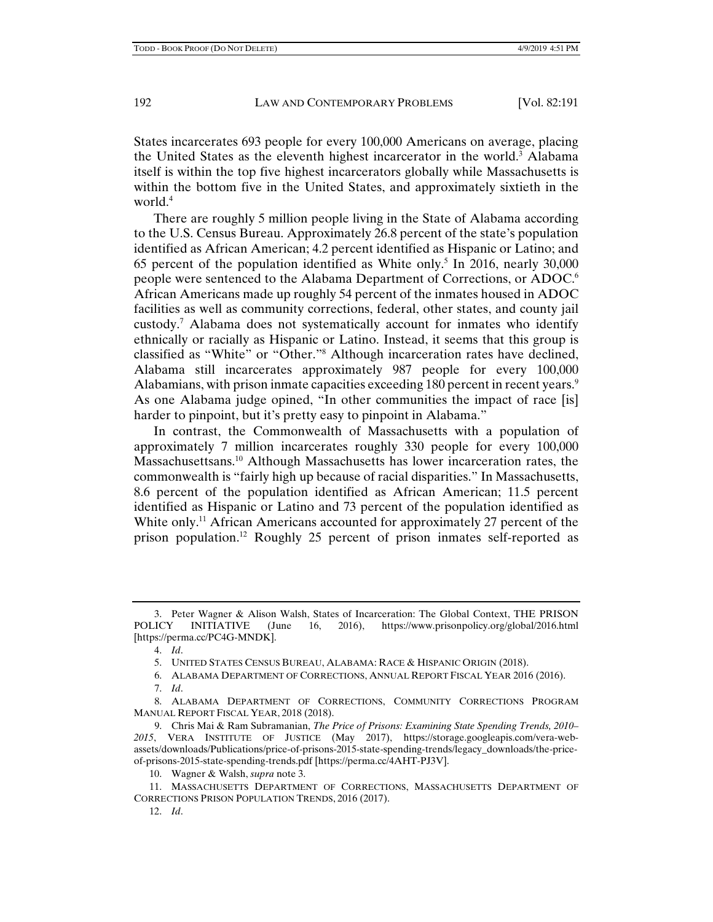States incarcerates 693 people for every 100,000 Americans on average, placing the United States as the eleventh highest incarcerator in the world.[3] Alabama itself is within the top five highest incarcerators globally while Massachusetts is within the bottom five in the United States, and approximately sixtieth in the world.[4]

There are roughly 5 million people living in the State of Alabama according to the U.S. Census Bureau. Approximately 26.8 percent of the state's population identified as African American; 4.2 percent identified as Hispanic or Latino; and 65 percent of the population identified as White only.[5] In 2016, nearly 30,000 people were sentenced to the Alabama Department of Corrections, or ADOC.[6] African Americans made up roughly 54 percent of the inmates housed in ADOC facilities as well as community corrections, federal, other states, and county jail custody.[7] Alabama does not systematically account for inmates who identify ethnically or racially as Hispanic or Latino. Instead, it seems that this group is classified as "White" or "Other."[8] Although incarceration rates have declined, Alabama still incarcerates approximately 987 people for every 100,000 Alabamians, with prison inmate capacities exceeding 180 percent in recent years.[9] As one Alabama judge opined, "In other communities the impact of race [is] harder to pinpoint, but it's pretty easy to pinpoint in Alabama."

In contrast, the Commonwealth of Massachusetts with a population of approximately 7 million incarcerates roughly 330 people for every 100,000 Massachusettsans.[10] Although Massachusetts has lower incarceration rates, the commonwealth is "fairly high up because of racial disparities." In Massachusetts, 8.6 percent of the population identified as African American; 11.5 percent identified as Hispanic or Latino and 73 percent of the population identified as White only.[11] African Americans accounted for approximately 27 percent of the prison population.[12] Roughly 25 percent of prison inmates self-reported as

---

3. Peter Wagner & Alison Walsh, States of Incarceration: The Global Context, THE PRISON POLICY INITIATIVE (June 16, 2016), https://www.prisonpolicy.org/global/2016.html [https://perma.cc/PC4G-MNDK].

4. *Id*.

5. UNITED STATES CENSUS BUREAU, ALABAMA: RACE & HISPANIC ORIGIN (2018).

6. ALABAMA DEPARTMENT OF CORRECTIONS, ANNUAL REPORT FISCAL YEAR 2016 (2016).

7. *Id*.

8. ALABAMA DEPARTMENT OF CORRECTIONS, COMMUNITY CORRECTIONS PROGRAM MANUAL REPORT FISCAL YEAR, 2018 (2018).

9. Chris Mai & Ram Subramanian, *The Price of Prisons: Examining State Spending Trends, 2010–2015*, VERA INSTITUTE OF JUSTICE (May 2017), https://storage.googleapis.com/vera-web-assets/downloads/Publications/price-of-prisons-2015-state-spending-trends/legacy_downloads/the-price-of-prisons-2015-state-spending-trends.pdf [https://perma.cc/4AHT-PJ3V].

10. Wagner & Walsh, *supra* note 3.

11. MASSACHUSETTS DEPARTMENT OF CORRECTIONS, MASSACHUSETTS DEPARTMENT OF CORRECTIONS PRISON POPULATION TRENDS, 2016 (2017).

12. *Id*.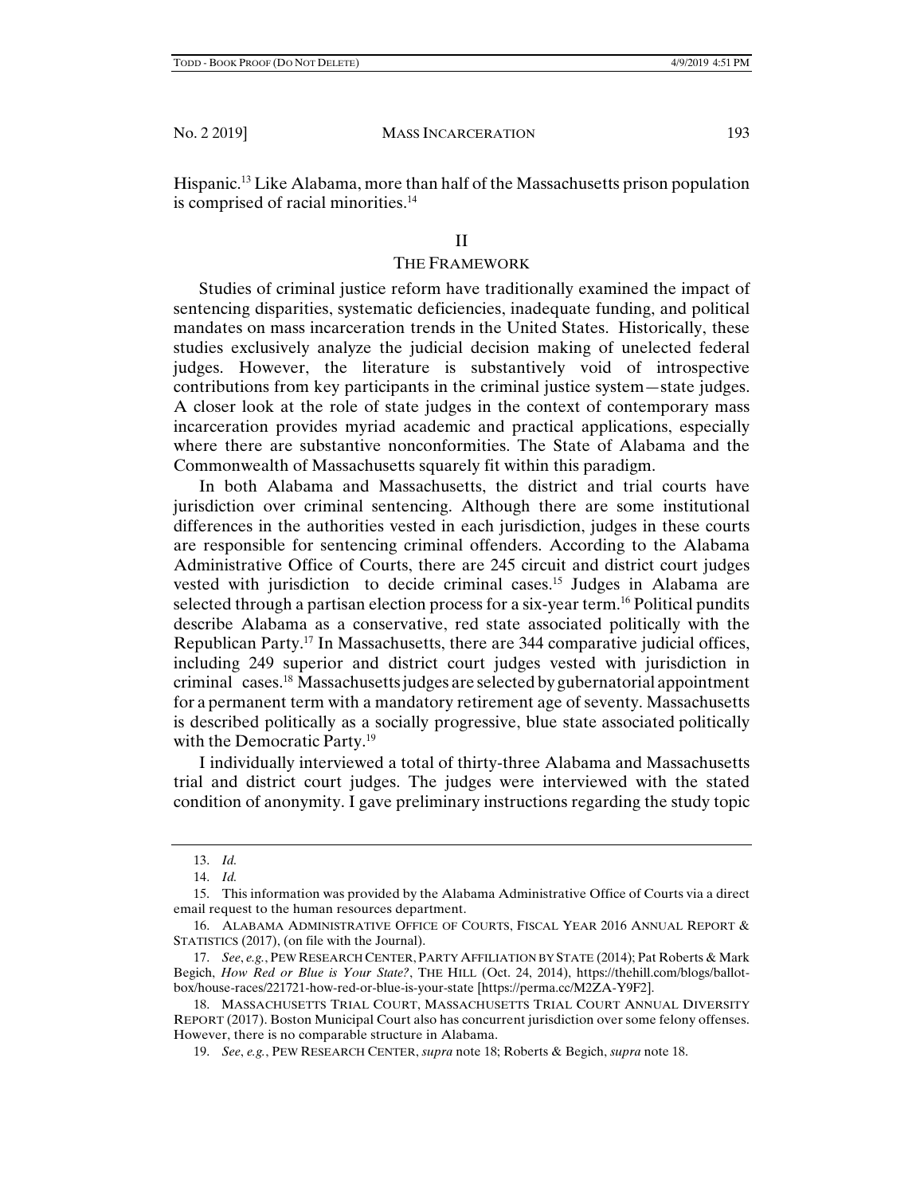Hispanic.[13] Like Alabama, more than half of the Massachusetts prison population is comprised of racial minorities.[14]

## II
## THE FRAMEWORK

Studies of criminal justice reform have traditionally examined the impact of sentencing disparities, systematic deficiencies, inadequate funding, and political mandates on mass incarceration trends in the United States. Historically, these studies exclusively analyze the judicial decision making of unelected federal judges. However, the literature is substantively void of introspective contributions from key participants in the criminal justice system—state judges. A closer look at the role of state judges in the context of contemporary mass incarceration provides myriad academic and practical applications, especially where there are substantive nonconformities. The State of Alabama and the Commonwealth of Massachusetts squarely fit within this paradigm.

In both Alabama and Massachusetts, the district and trial courts have jurisdiction over criminal sentencing. Although there are some institutional differences in the authorities vested in each jurisdiction, judges in these courts are responsible for sentencing criminal offenders. According to the Alabama Administrative Office of Courts, there are 245 circuit and district court judges vested with jurisdiction to decide criminal cases.[15] Judges in Alabama are selected through a partisan election process for a six-year term.[16] Political pundits describe Alabama as a conservative, red state associated politically with the Republican Party.[17] In Massachusetts, there are 344 comparative judicial offices, including 249 superior and district court judges vested with jurisdiction in criminal cases.[18] Massachusetts judges are selected by gubernatorial appointment for a permanent term with a mandatory retirement age of seventy. Massachusetts is described politically as a socially progressive, blue state associated politically with the Democratic Party.[19]

I individually interviewed a total of thirty-three Alabama and Massachusetts trial and district court judges. The judges were interviewed with the stated condition of anonymity. I gave preliminary instructions regarding the study topic

---

13. *Id.*

14. *Id.*

15. This information was provided by the Alabama Administrative Office of Courts via a direct email request to the human resources department.

16. ALABAMA ADMINISTRATIVE OFFICE OF COURTS, FISCAL YEAR 2016 ANNUAL REPORT & STATISTICS (2017), (on file with the Journal).

17. *See*, *e.g.*, PEW RESEARCH CENTER, PARTY AFFILIATION BY STATE (2014); Pat Roberts & Mark Begich, *How Red or Blue is Your State?*, THE HILL (Oct. 24, 2014), https://thehill.com/blogs/ballot-box/house-races/221721-how-red-or-blue-is-your-state [https://perma.cc/M2ZA-Y9F2].

18. MASSACHUSETTS TRIAL COURT, MASSACHUSETTS TRIAL COURT ANNUAL DIVERSITY REPORT (2017). Boston Municipal Court also has concurrent jurisdiction over some felony offenses. However, there is no comparable structure in Alabama.

19. *See*, *e.g.*, PEW RESEARCH CENTER, *supra* note 18; Roberts & Begich, *supra* note 18.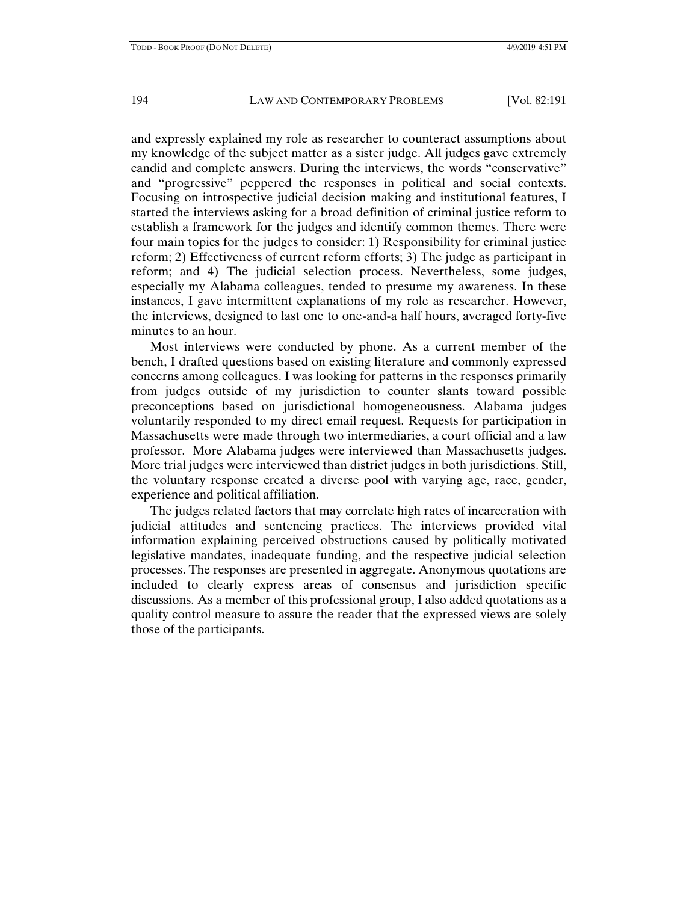and expressly explained my role as researcher to counteract assumptions about my knowledge of the subject matter as a sister judge. All judges gave extremely candid and complete answers. During the interviews, the words "conservative" and "progressive" peppered the responses in political and social contexts. Focusing on introspective judicial decision making and institutional features, I started the interviews asking for a broad definition of criminal justice reform to establish a framework for the judges and identify common themes. There were four main topics for the judges to consider: 1) Responsibility for criminal justice reform; 2) Effectiveness of current reform efforts; 3) The judge as participant in reform; and 4) The judicial selection process. Nevertheless, some judges, especially my Alabama colleagues, tended to presume my awareness. In these instances, I gave intermittent explanations of my role as researcher. However, the interviews, designed to last one to one-and-a half hours, averaged forty-five minutes to an hour.

Most interviews were conducted by phone. As a current member of the bench, I drafted questions based on existing literature and commonly expressed concerns among colleagues. I was looking for patterns in the responses primarily from judges outside of my jurisdiction to counter slants toward possible preconceptions based on jurisdictional homogeneousness. Alabama judges voluntarily responded to my direct email request. Requests for participation in Massachusetts were made through two intermediaries, a court official and a law professor. More Alabama judges were interviewed than Massachusetts judges. More trial judges were interviewed than district judges in both jurisdictions. Still, the voluntary response created a diverse pool with varying age, race, gender, experience and political affiliation.

The judges related factors that may correlate high rates of incarceration with judicial attitudes and sentencing practices. The interviews provided vital information explaining perceived obstructions caused by politically motivated legislative mandates, inadequate funding, and the respective judicial selection processes. The responses are presented in aggregate. Anonymous quotations are included to clearly express areas of consensus and jurisdiction specific discussions. As a member of this professional group, I also added quotations as a quality control measure to assure the reader that the expressed views are solely those of the participants.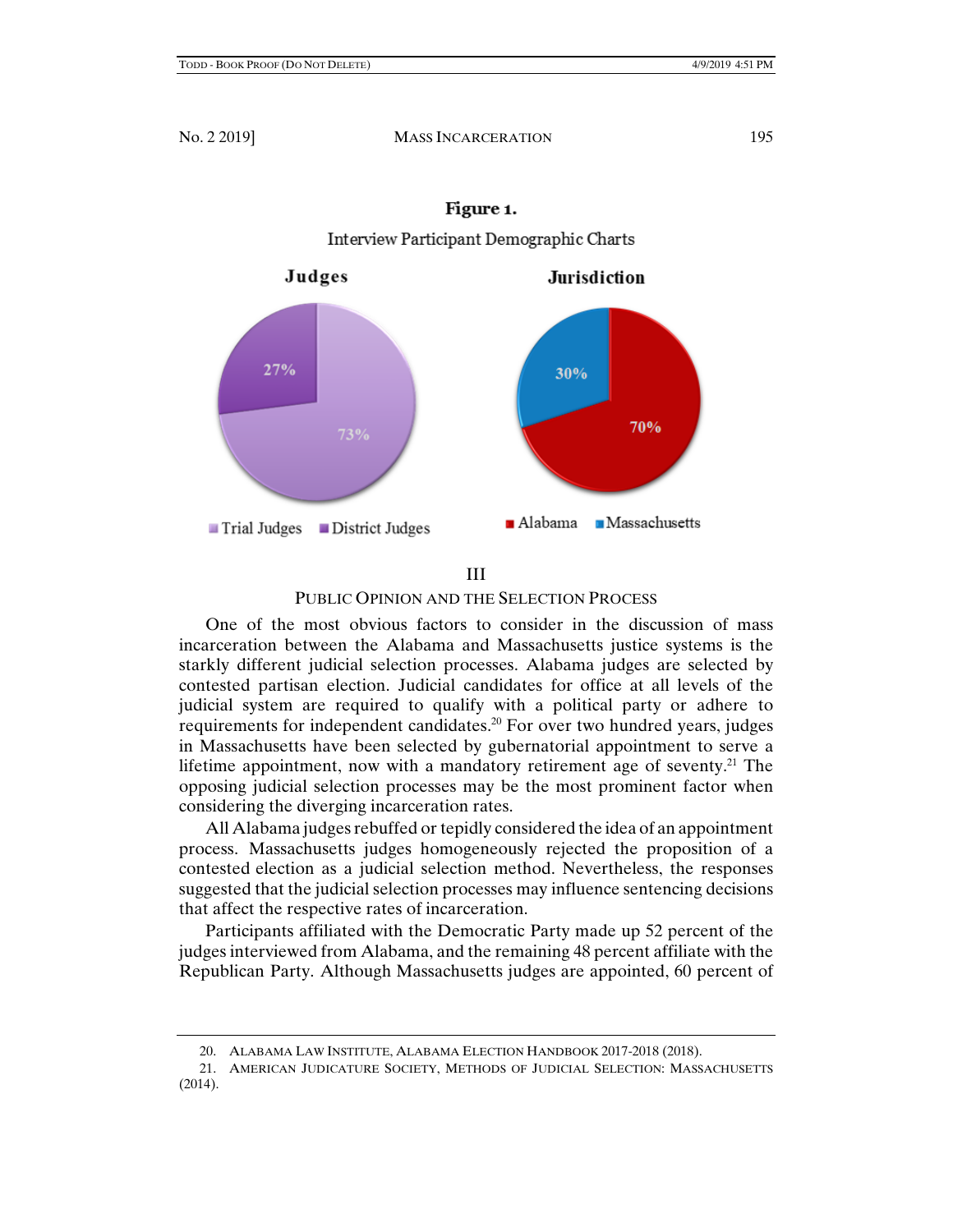**Figure 1.**

Interview Participant Demographic Charts

**Judges**

27%

73%

Trial Judges   District Judges

**Jurisdiction**

30%

70%

Alabama   Massachusetts

## III

## PUBLIC OPINION AND THE SELECTION PROCESS

One of the most obvious factors to consider in the discussion of mass incarceration between the Alabama and Massachusetts justice systems is the starkly different judicial selection processes. Alabama judges are selected by contested partisan election. Judicial candidates for office at all levels of the judicial system are required to qualify with a political party or adhere to requirements for independent candidates.[20] For over two hundred years, judges in Massachusetts have been selected by gubernatorial appointment to serve a lifetime appointment, now with a mandatory retirement age of seventy.[21] The opposing judicial selection processes may be the most prominent factor when considering the diverging incarceration rates.

All Alabama judges rebuffed or tepidly considered the idea of an appointment process. Massachusetts judges homogeneously rejected the proposition of a contested election as a judicial selection method. Nevertheless, the responses suggested that the judicial selection processes may influence sentencing decisions that affect the respective rates of incarceration.

Participants affiliated with the Democratic Party made up 52 percent of the judges interviewed from Alabama, and the remaining 48 percent affiliate with the Republican Party. Although Massachusetts judges are appointed, 60 percent of

---

20. ALABAMA LAW INSTITUTE, ALABAMA ELECTION HANDBOOK 2017-2018 (2018).

21. AMERICAN JUDICATURE SOCIETY, METHODS OF JUDICIAL SELECTION: MASSACHUSETTS (2014).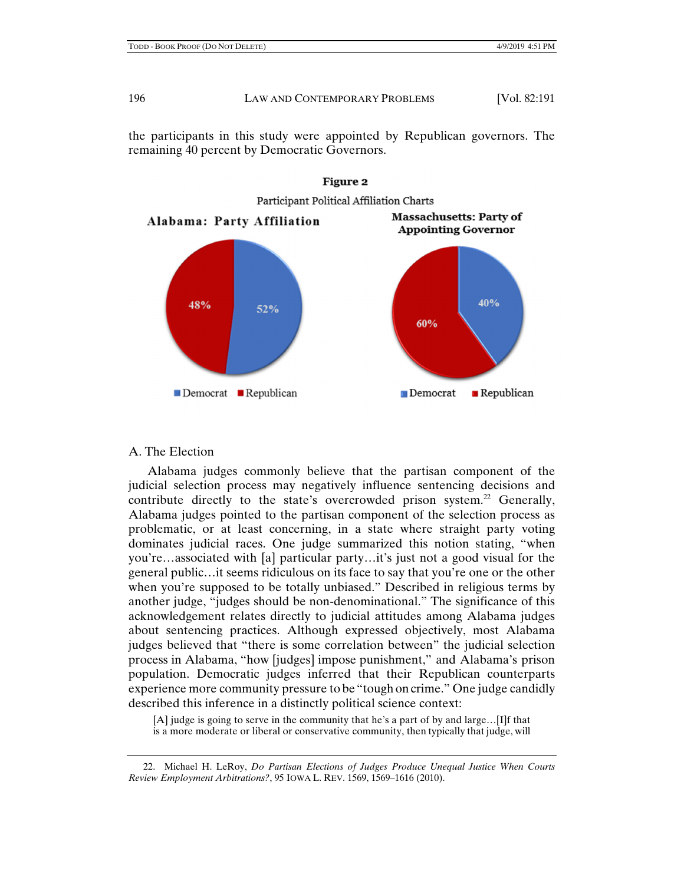the participants in this study were appointed by Republican governors. The remaining 40 percent by Democratic Governors.

**Figure 2**

Participant Political Affiliation Charts

**Alabama: Party Affiliation**

48% Republican; 52% Democrat

**Massachusetts: Party of Appointing Governor**

60% Republican; 40% Democrat

A. The Election

Alabama judges commonly believe that the partisan component of the judicial selection process may negatively influence sentencing decisions and contribute directly to the state's overcrowded prison system.[22] Generally, Alabama judges pointed to the partisan component of the selection process as problematic, or at least concerning, in a state where straight party voting dominates judicial races. One judge summarized this notion stating, "when you're…associated with [a] particular party…it's just not a good visual for the general public…it seems ridiculous on its face to say that you're one or the other when you're supposed to be totally unbiased." Described in religious terms by another judge, "judges should be non-denominational." The significance of this acknowledgement relates directly to judicial attitudes among Alabama judges about sentencing practices. Although expressed objectively, most Alabama judges believed that "there is some correlation between" the judicial selection process in Alabama, "how [judges] impose punishment," and Alabama's prison population. Democratic judges inferred that their Republican counterparts experience more community pressure to be "tough on crime." One judge candidly described this inference in a distinctly political science context:

> [A] judge is going to serve in the community that he's a part of by and large…[I]f that is a more moderate or liberal or conservative community, then typically that judge, will

22. Michael H. LeRoy, *Do Partisan Elections of Judges Produce Unequal Justice When Courts Review Employment Arbitrations?*, 95 IOWA L. REV. 1569, 1569–1616 (2010).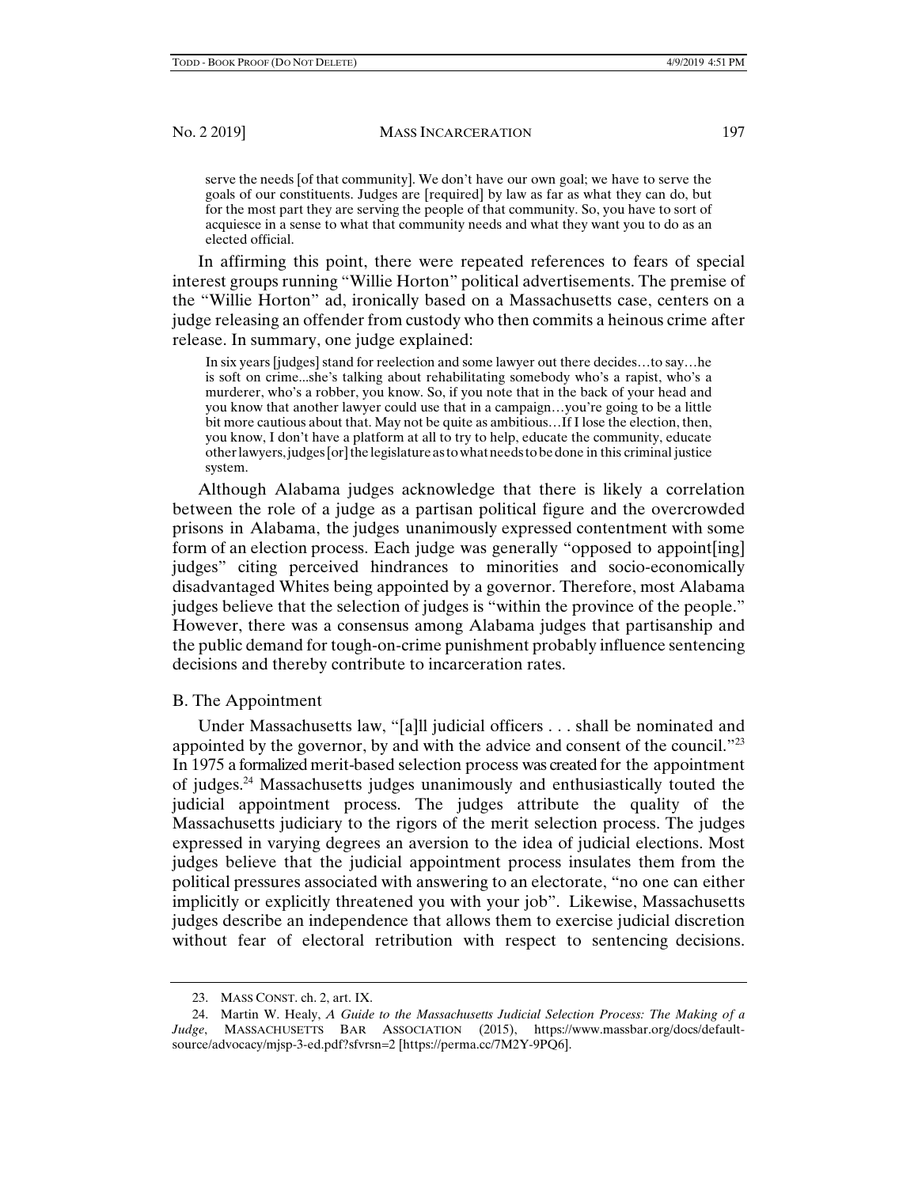> serve the needs [of that community]. We don't have our own goal; we have to serve the goals of our constituents. Judges are [required] by law as far as what they can do, but for the most part they are serving the people of that community. So, you have to sort of acquiesce in a sense to what that community needs and what they want you to do as an elected official.

In affirming this point, there were repeated references to fears of special interest groups running "Willie Horton" political advertisements. The premise of the "Willie Horton" ad, ironically based on a Massachusetts case, centers on a judge releasing an offender from custody who then commits a heinous crime after release. In summary, one judge explained:

> In six years [judges] stand for reelection and some lawyer out there decides…to say…he is soft on crime...she's talking about rehabilitating somebody who's a rapist, who's a murderer, who's a robber, you know. So, if you note that in the back of your head and you know that another lawyer could use that in a campaign…you're going to be a little bit more cautious about that. May not be quite as ambitious…If I lose the election, then, you know, I don't have a platform at all to try to help, educate the community, educate other lawyers, judges [or] the legislature as to what needs to be done in this criminal justice system.

Although Alabama judges acknowledge that there is likely a correlation between the role of a judge as a partisan political figure and the overcrowded prisons in Alabama, the judges unanimously expressed contentment with some form of an election process. Each judge was generally "opposed to appoint[ing] judges" citing perceived hindrances to minorities and socio-economically disadvantaged Whites being appointed by a governor. Therefore, most Alabama judges believe that the selection of judges is "within the province of the people." However, there was a consensus among Alabama judges that partisanship and the public demand for tough-on-crime punishment probably influence sentencing decisions and thereby contribute to incarceration rates.

## B. The Appointment

Under Massachusetts law, "[a]ll judicial officers . . . shall be nominated and appointed by the governor, by and with the advice and consent of the council."[23] In 1975 a formalized merit-based selection process was created for the appointment of judges.[24] Massachusetts judges unanimously and enthusiastically touted the judicial appointment process. The judges attribute the quality of the Massachusetts judiciary to the rigors of the merit selection process. The judges expressed in varying degrees an aversion to the idea of judicial elections. Most judges believe that the judicial appointment process insulates them from the political pressures associated with answering to an electorate, "no one can either implicitly or explicitly threatened you with your job". Likewise, Massachusetts judges describe an independence that allows them to exercise judicial discretion without fear of electoral retribution with respect to sentencing decisions.

23. MASS CONST. ch. 2, art. IX.

24. Martin W. Healy, *A Guide to the Massachusetts Judicial Selection Process: The Making of a Judge*, MASSACHUSETTS BAR ASSOCIATION (2015), https://www.massbar.org/docs/default-source/advocacy/mjsp-3-ed.pdf?sfvrsn=2 [https://perma.cc/7M2Y-9PQ6].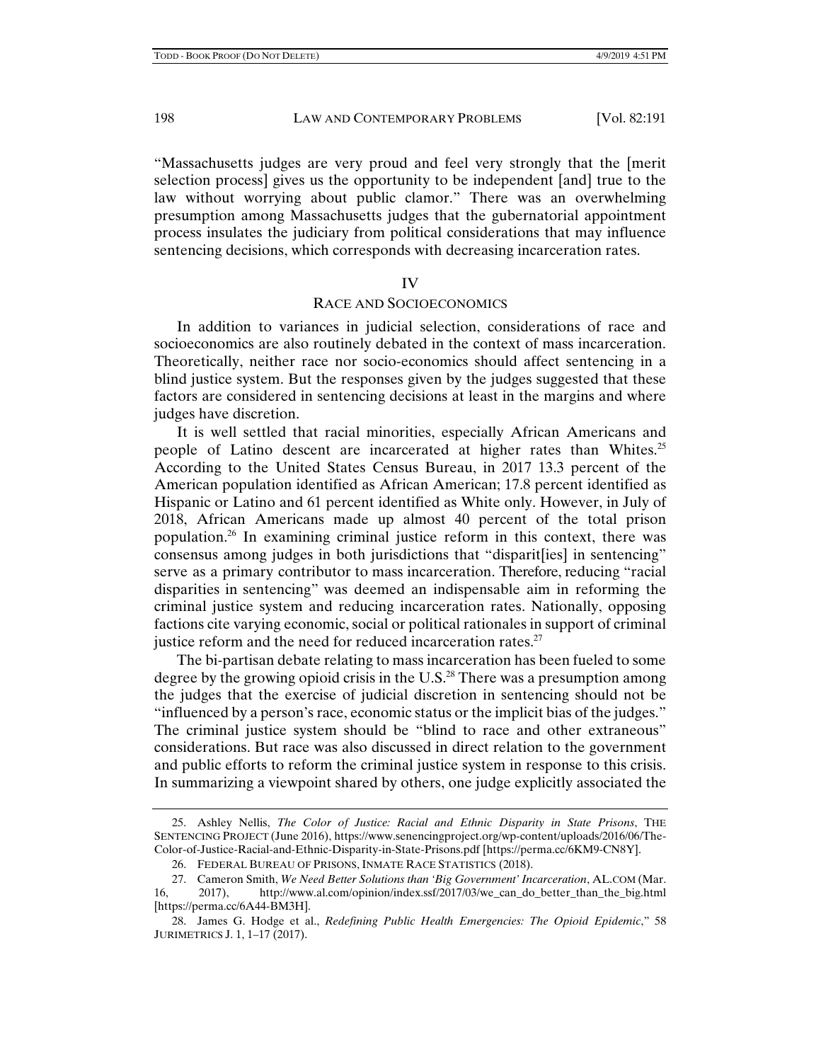"Massachusetts judges are very proud and feel very strongly that the [merit selection process] gives us the opportunity to be independent [and] true to the law without worrying about public clamor." There was an overwhelming presumption among Massachusetts judges that the gubernatorial appointment process insulates the judiciary from political considerations that may influence sentencing decisions, which corresponds with decreasing incarceration rates.

## IV

## RACE AND SOCIOECONOMICS

In addition to variances in judicial selection, considerations of race and socioeconomics are also routinely debated in the context of mass incarceration. Theoretically, neither race nor socio-economics should affect sentencing in a blind justice system. But the responses given by the judges suggested that these factors are considered in sentencing decisions at least in the margins and where judges have discretion.

It is well settled that racial minorities, especially African Americans and people of Latino descent are incarcerated at higher rates than Whites.[25] According to the United States Census Bureau, in 2017 13.3 percent of the American population identified as African American; 17.8 percent identified as Hispanic or Latino and 61 percent identified as White only. However, in July of 2018, African Americans made up almost 40 percent of the total prison population.[26] In examining criminal justice reform in this context, there was consensus among judges in both jurisdictions that "disparit[ies] in sentencing" serve as a primary contributor to mass incarceration. Therefore, reducing "racial disparities in sentencing" was deemed an indispensable aim in reforming the criminal justice system and reducing incarceration rates. Nationally, opposing factions cite varying economic, social or political rationales in support of criminal justice reform and the need for reduced incarceration rates.[27]

The bi-partisan debate relating to mass incarceration has been fueled to some degree by the growing opioid crisis in the U.S.[28] There was a presumption among the judges that the exercise of judicial discretion in sentencing should not be "influenced by a person's race, economic status or the implicit bias of the judges." The criminal justice system should be "blind to race and other extraneous" considerations. But race was also discussed in direct relation to the government and public efforts to reform the criminal justice system in response to this crisis. In summarizing a viewpoint shared by others, one judge explicitly associated the

---

25. Ashley Nellis, *The Color of Justice: Racial and Ethnic Disparity in State Prisons*, THE SENTENCING PROJECT (June 2016), https://www.senencingproject.org/wp-content/uploads/2016/06/The-Color-of-Justice-Racial-and-Ethnic-Disparity-in-State-Prisons.pdf [https://perma.cc/6KM9-CN8Y].

26. FEDERAL BUREAU OF PRISONS, INMATE RACE STATISTICS (2018).

27. Cameron Smith, *We Need Better Solutions than 'Big Government' Incarceration*, AL.COM (Mar. 16, 2017), http://www.al.com/opinion/index.ssf/2017/03/we_can_do_better_than_the_big.html [https://perma.cc/6A44-BM3H].

28. James G. Hodge et al., *Redefining Public Health Emergencies: The Opioid Epidemic*," 58 JURIMETRICS J. 1, 1–17 (2017).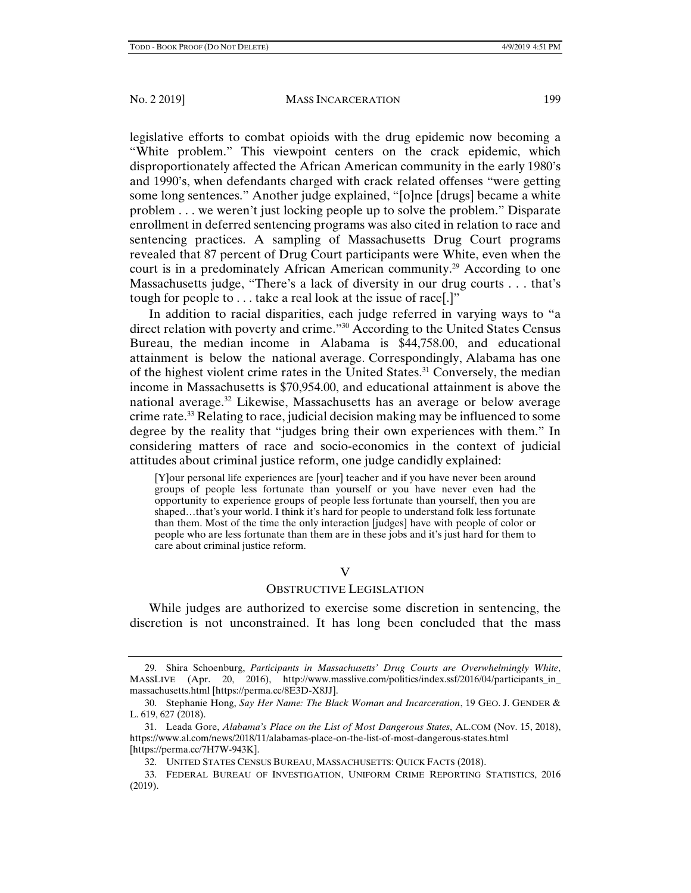legislative efforts to combat opioids with the drug epidemic now becoming a "White problem." This viewpoint centers on the crack epidemic, which disproportionately affected the African American community in the early 1980's and 1990's, when defendants charged with crack related offenses "were getting some long sentences." Another judge explained, "[o]nce [drugs] became a white problem . . . we weren't just locking people up to solve the problem." Disparate enrollment in deferred sentencing programs was also cited in relation to race and sentencing practices. A sampling of Massachusetts Drug Court programs revealed that 87 percent of Drug Court participants were White, even when the court is in a predominately African American community.[29] According to one Massachusetts judge, "There's a lack of diversity in our drug courts . . . that's tough for people to . . . take a real look at the issue of race[.]"

In addition to racial disparities, each judge referred in varying ways to "a direct relation with poverty and crime."[30] According to the United States Census Bureau, the median income in Alabama is $44,758.00, and educational attainment is below the national average. Correspondingly, Alabama has one of the highest violent crime rates in the United States.[31] Conversely, the median income in Massachusetts is $70,954.00, and educational attainment is above the national average.[32] Likewise, Massachusetts has an average or below average crime rate.[33] Relating to race, judicial decision making may be influenced to some degree by the reality that "judges bring their own experiences with them." In considering matters of race and socio-economics in the context of judicial attitudes about criminal justice reform, one judge candidly explained:

> [Y]our personal life experiences are [your] teacher and if you have never been around groups of people less fortunate than yourself or you have never even had the opportunity to experience groups of people less fortunate than yourself, then you are shaped…that's your world. I think it's hard for people to understand folk less fortunate than them. Most of the time the only interaction [judges] have with people of color or people who are less fortunate than them are in these jobs and it's just hard for them to care about criminal justice reform.

## V

## OBSTRUCTIVE LEGISLATION

While judges are authorized to exercise some discretion in sentencing, the discretion is not unconstrained. It has long been concluded that the mass

---

29. Shira Schoenburg, *Participants in Massachusetts' Drug Courts are Overwhelmingly White*, MASSLIVE (Apr. 20, 2016), http://www.masslive.com/politics/index.ssf/2016/04/participants_in_massachusetts.html [https://perma.cc/8E3D-X8JJ].

30. Stephanie Hong, *Say Her Name: The Black Woman and Incarceration*, 19 GEO. J. GENDER & L. 619, 627 (2018).

31. Leada Gore, *Alabama's Place on the List of Most Dangerous States*, AL.COM (Nov. 15, 2018), https://www.al.com/news/2018/11/alabamas-place-on-the-list-of-most-dangerous-states.html [https://perma.cc/7H7W-943K].

32. UNITED STATES CENSUS BUREAU, MASSACHUSETTS: QUICK FACTS (2018).

33. FEDERAL BUREAU OF INVESTIGATION, UNIFORM CRIME REPORTING STATISTICS, 2016 (2019).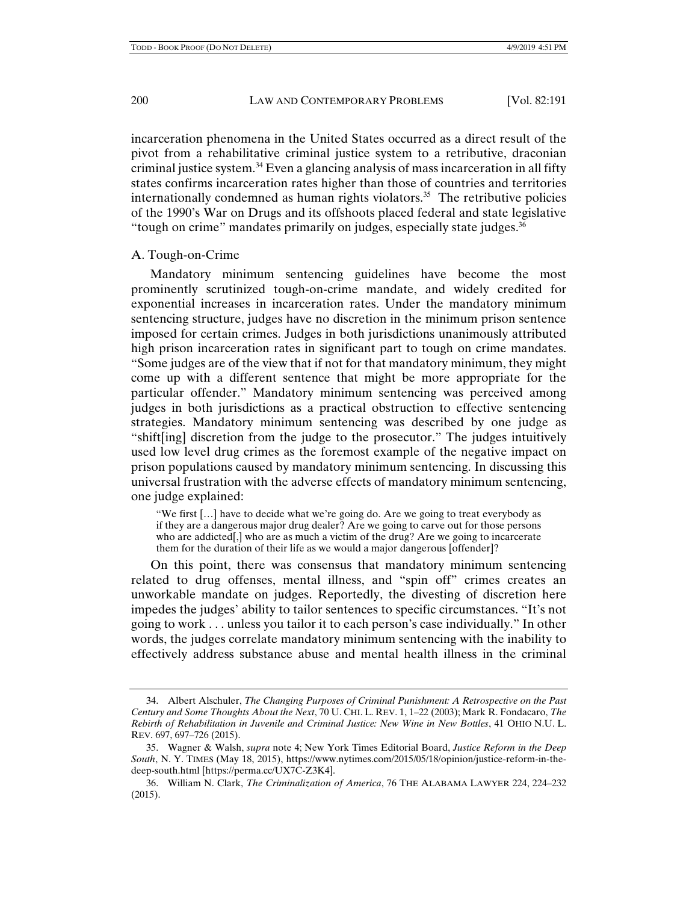incarceration phenomena in the United States occurred as a direct result of the pivot from a rehabilitative criminal justice system to a retributive, draconian criminal justice system.[34] Even a glancing analysis of mass incarceration in all fifty states confirms incarceration rates higher than those of countries and territories internationally condemned as human rights violators.[35] The retributive policies of the 1990's War on Drugs and its offshoots placed federal and state legislative "tough on crime" mandates primarily on judges, especially state judges.[36]

### A. Tough-on-Crime

Mandatory minimum sentencing guidelines have become the most prominently scrutinized tough-on-crime mandate, and widely credited for exponential increases in incarceration rates. Under the mandatory minimum sentencing structure, judges have no discretion in the minimum prison sentence imposed for certain crimes. Judges in both jurisdictions unanimously attributed high prison incarceration rates in significant part to tough on crime mandates. "Some judges are of the view that if not for that mandatory minimum, they might come up with a different sentence that might be more appropriate for the particular offender." Mandatory minimum sentencing was perceived among judges in both jurisdictions as a practical obstruction to effective sentencing strategies. Mandatory minimum sentencing was described by one judge as "shift[ing] discretion from the judge to the prosecutor." The judges intuitively used low level drug crimes as the foremost example of the negative impact on prison populations caused by mandatory minimum sentencing. In discussing this universal frustration with the adverse effects of mandatory minimum sentencing, one judge explained:

> "We first [...] have to decide what we're going do. Are we going to treat everybody as if they are a dangerous major drug dealer? Are we going to carve out for those persons who are addicted[,] who are as much a victim of the drug? Are we going to incarcerate them for the duration of their life as we would a major dangerous [offender]?

On this point, there was consensus that mandatory minimum sentencing related to drug offenses, mental illness, and "spin off" crimes creates an unworkable mandate on judges. Reportedly, the divesting of discretion here impedes the judges' ability to tailor sentences to specific circumstances. "It's not going to work . . . unless you tailor it to each person's case individually." In other words, the judges correlate mandatory minimum sentencing with the inability to effectively address substance abuse and mental health illness in the criminal

---

34. Albert Alschuler, *The Changing Purposes of Criminal Punishment: A Retrospective on the Past Century and Some Thoughts About the Next*, 70 U. CHI. L. REV. 1, 1–22 (2003); Mark R. Fondacaro, *The Rebirth of Rehabilitation in Juvenile and Criminal Justice: New Wine in New Bottles*, 41 OHIO N.U. L. REV. 697, 697–726 (2015).

35. Wagner & Walsh, *supra* note 4; New York Times Editorial Board, *Justice Reform in the Deep South*, N. Y. TIMES (May 18, 2015), https://www.nytimes.com/2015/05/18/opinion/justice-reform-in-the-deep-south.html [https://perma.cc/UX7C-Z3K4].

36. William N. Clark, *The Criminalization of America*, 76 THE ALABAMA LAWYER 224, 224–232 (2015).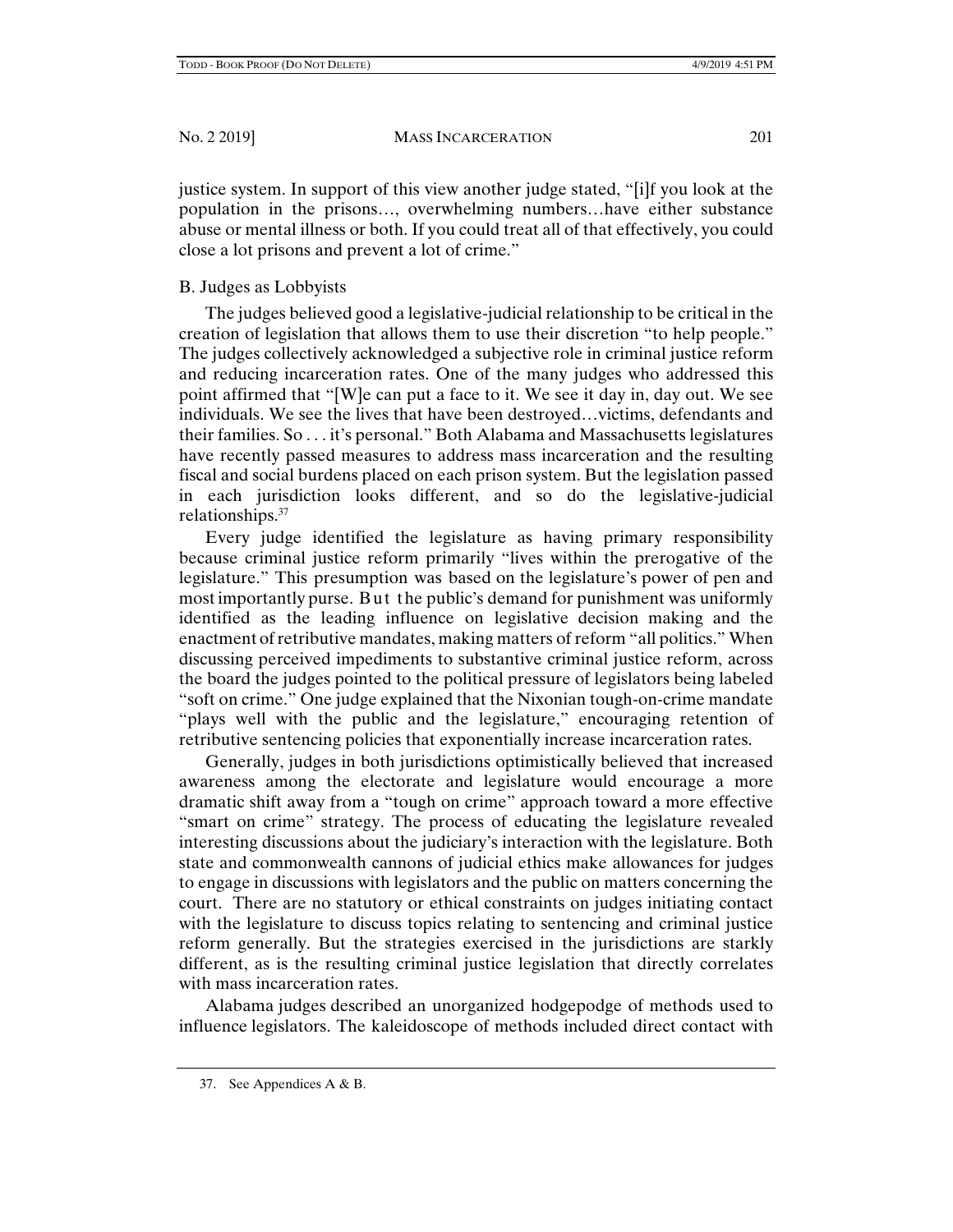justice system. In support of this view another judge stated, "[i]f you look at the population in the prisons…, overwhelming numbers…have either substance abuse or mental illness or both. If you could treat all of that effectively, you could close a lot prisons and prevent a lot of crime."

### B. Judges as Lobbyists

The judges believed good a legislative-judicial relationship to be critical in the creation of legislation that allows them to use their discretion "to help people." The judges collectively acknowledged a subjective role in criminal justice reform and reducing incarceration rates. One of the many judges who addressed this point affirmed that "[W]e can put a face to it. We see it day in, day out. We see individuals. We see the lives that have been destroyed…victims, defendants and their families. So . . . it's personal." Both Alabama and Massachusetts legislatures have recently passed measures to address mass incarceration and the resulting fiscal and social burdens placed on each prison system. But the legislation passed in each jurisdiction looks different, and so do the legislative-judicial relationships.[37]

Every judge identified the legislature as having primary responsibility because criminal justice reform primarily "lives within the prerogative of the legislature." This presumption was based on the legislature's power of pen and most importantly purse. But the public's demand for punishment was uniformly identified as the leading influence on legislative decision making and the enactment of retributive mandates, making matters of reform "all politics." When discussing perceived impediments to substantive criminal justice reform, across the board the judges pointed to the political pressure of legislators being labeled "soft on crime." One judge explained that the Nixonian tough-on-crime mandate "plays well with the public and the legislature," encouraging retention of retributive sentencing policies that exponentially increase incarceration rates.

Generally, judges in both jurisdictions optimistically believed that increased awareness among the electorate and legislature would encourage a more dramatic shift away from a "tough on crime" approach toward a more effective "smart on crime" strategy. The process of educating the legislature revealed interesting discussions about the judiciary's interaction with the legislature. Both state and commonwealth cannons of judicial ethics make allowances for judges to engage in discussions with legislators and the public on matters concerning the court. There are no statutory or ethical constraints on judges initiating contact with the legislature to discuss topics relating to sentencing and criminal justice reform generally. But the strategies exercised in the jurisdictions are starkly different, as is the resulting criminal justice legislation that directly correlates with mass incarceration rates.

Alabama judges described an unorganized hodgepodge of methods used to influence legislators. The kaleidoscope of methods included direct contact with

37. See Appendices A & B.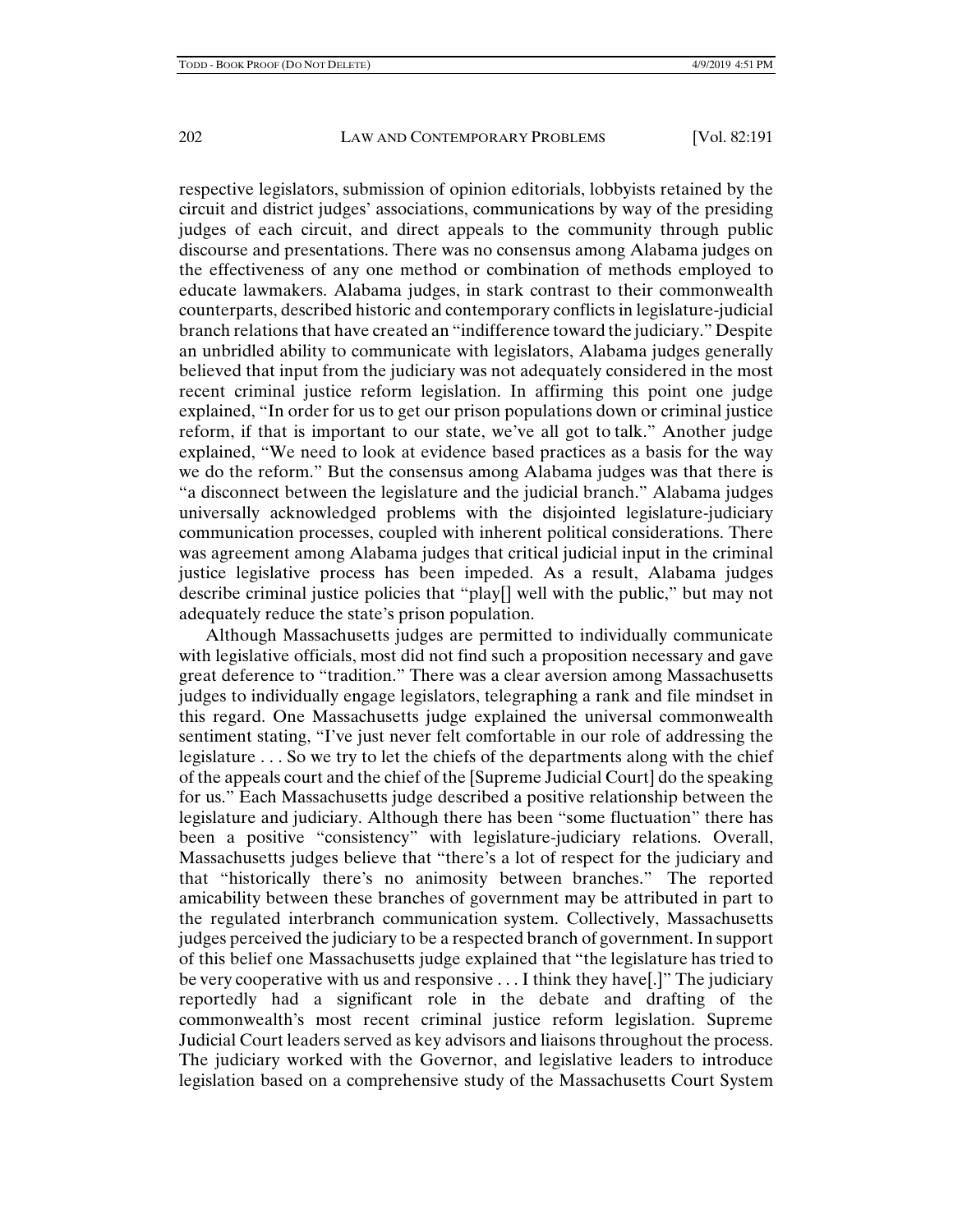respective legislators, submission of opinion editorials, lobbyists retained by the circuit and district judges' associations, communications by way of the presiding judges of each circuit, and direct appeals to the community through public discourse and presentations. There was no consensus among Alabama judges on the effectiveness of any one method or combination of methods employed to educate lawmakers. Alabama judges, in stark contrast to their commonwealth counterparts, described historic and contemporary conflicts in legislature-judicial branch relations that have created an "indifference toward the judiciary." Despite an unbridled ability to communicate with legislators, Alabama judges generally believed that input from the judiciary was not adequately considered in the most recent criminal justice reform legislation. In affirming this point one judge explained, "In order for us to get our prison populations down or criminal justice reform, if that is important to our state, we've all got to talk." Another judge explained, "We need to look at evidence based practices as a basis for the way we do the reform." But the consensus among Alabama judges was that there is "a disconnect between the legislature and the judicial branch." Alabama judges universally acknowledged problems with the disjointed legislature-judiciary communication processes, coupled with inherent political considerations. There was agreement among Alabama judges that critical judicial input in the criminal justice legislative process has been impeded. As a result, Alabama judges describe criminal justice policies that "play[] well with the public," but may not adequately reduce the state's prison population.

Although Massachusetts judges are permitted to individually communicate with legislative officials, most did not find such a proposition necessary and gave great deference to "tradition." There was a clear aversion among Massachusetts judges to individually engage legislators, telegraphing a rank and file mindset in this regard. One Massachusetts judge explained the universal commonwealth sentiment stating, "I've just never felt comfortable in our role of addressing the legislature . . . So we try to let the chiefs of the departments along with the chief of the appeals court and the chief of the [Supreme Judicial Court] do the speaking for us." Each Massachusetts judge described a positive relationship between the legislature and judiciary. Although there has been "some fluctuation" there has been a positive "consistency" with legislature-judiciary relations. Overall, Massachusetts judges believe that "there's a lot of respect for the judiciary and that "historically there's no animosity between branches." The reported amicability between these branches of government may be attributed in part to the regulated interbranch communication system. Collectively, Massachusetts judges perceived the judiciary to be a respected branch of government. In support of this belief one Massachusetts judge explained that "the legislature has tried to be very cooperative with us and responsive . . . I think they have[.]" The judiciary reportedly had a significant role in the debate and drafting of the commonwealth's most recent criminal justice reform legislation. Supreme Judicial Court leaders served as key advisors and liaisons throughout the process. The judiciary worked with the Governor, and legislative leaders to introduce legislation based on a comprehensive study of the Massachusetts Court System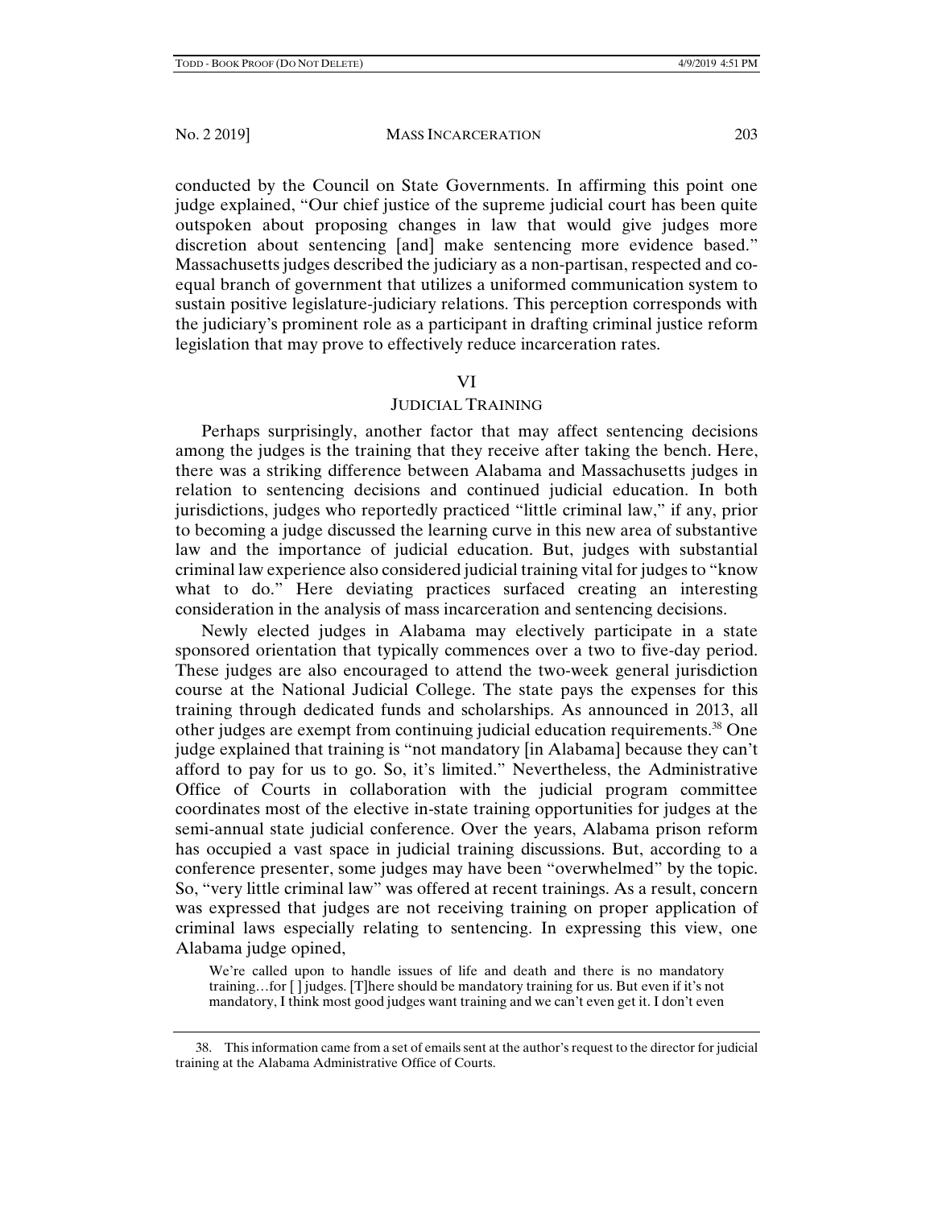conducted by the Council on State Governments. In affirming this point one judge explained, "Our chief justice of the supreme judicial court has been quite outspoken about proposing changes in law that would give judges more discretion about sentencing [and] make sentencing more evidence based." Massachusetts judges described the judiciary as a non-partisan, respected and co-equal branch of government that utilizes a uniformed communication system to sustain positive legislature-judiciary relations. This perception corresponds with the judiciary's prominent role as a participant in drafting criminal justice reform legislation that may prove to effectively reduce incarceration rates.

## VI

## JUDICIAL TRAINING

Perhaps surprisingly, another factor that may affect sentencing decisions among the judges is the training that they receive after taking the bench. Here, there was a striking difference between Alabama and Massachusetts judges in relation to sentencing decisions and continued judicial education. In both jurisdictions, judges who reportedly practiced "little criminal law," if any, prior to becoming a judge discussed the learning curve in this new area of substantive law and the importance of judicial education. But, judges with substantial criminal law experience also considered judicial training vital for judges to "know what to do." Here deviating practices surfaced creating an interesting consideration in the analysis of mass incarceration and sentencing decisions.

Newly elected judges in Alabama may electively participate in a state sponsored orientation that typically commences over a two to five-day period. These judges are also encouraged to attend the two-week general jurisdiction course at the National Judicial College. The state pays the expenses for this training through dedicated funds and scholarships. As announced in 2013, all other judges are exempt from continuing judicial education requirements.[38] One judge explained that training is "not mandatory [in Alabama] because they can't afford to pay for us to go. So, it's limited." Nevertheless, the Administrative Office of Courts in collaboration with the judicial program committee coordinates most of the elective in-state training opportunities for judges at the semi-annual state judicial conference. Over the years, Alabama prison reform has occupied a vast space in judicial training discussions. But, according to a conference presenter, some judges may have been "overwhelmed" by the topic. So, "very little criminal law" was offered at recent trainings. As a result, concern was expressed that judges are not receiving training on proper application of criminal laws especially relating to sentencing. In expressing this view, one Alabama judge opined,

> We're called upon to handle issues of life and death and there is no mandatory training…for [ ] judges. [T]here should be mandatory training for us. But even if it's not mandatory, I think most good judges want training and we can't even get it. I don't even

38. This information came from a set of emails sent at the author's request to the director for judicial training at the Alabama Administrative Office of Courts.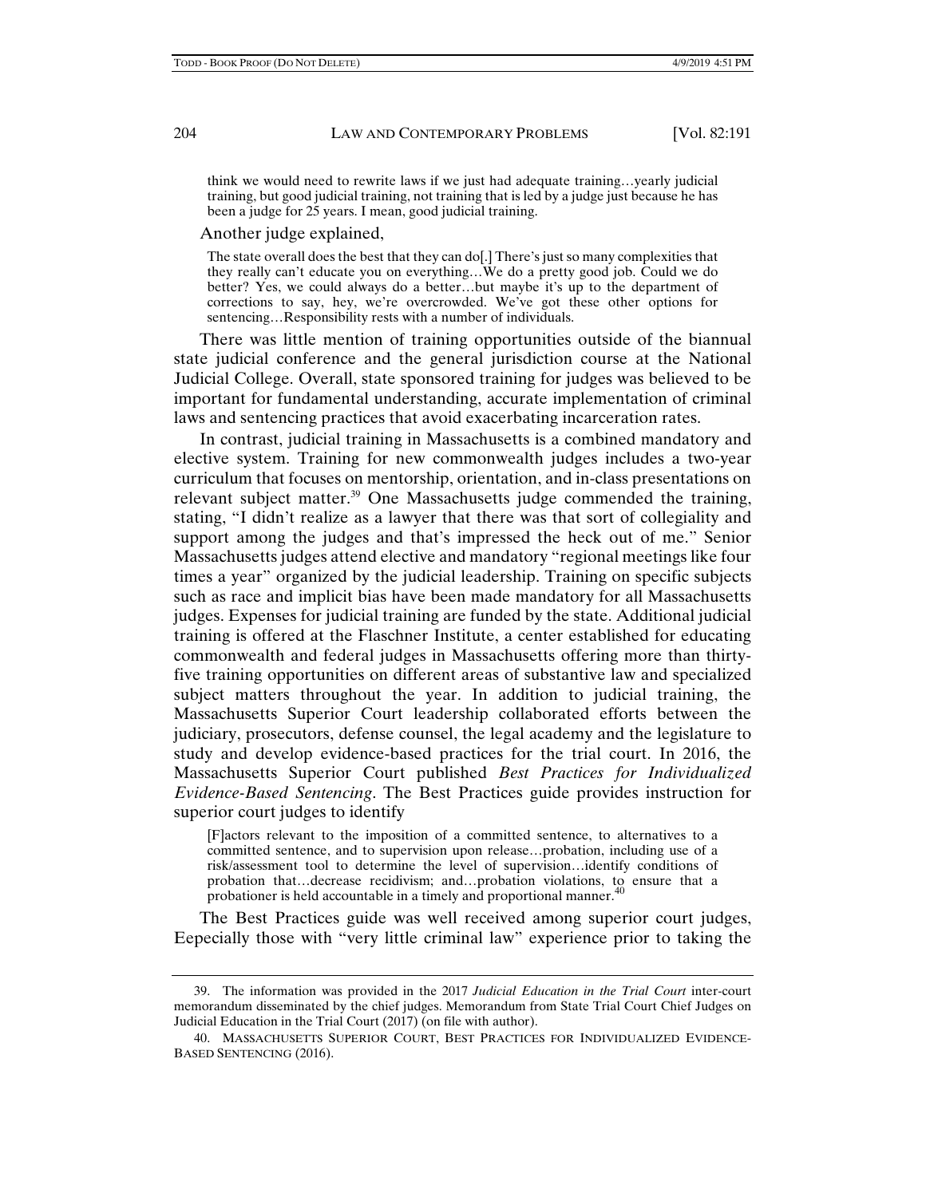> think we would need to rewrite laws if we just had adequate training…yearly judicial training, but good judicial training, not training that is led by a judge just because he has been a judge for 25 years. I mean, good judicial training.

Another judge explained,

> The state overall does the best that they can do[.] There's just so many complexities that they really can't educate you on everything…We do a pretty good job. Could we do better? Yes, we could always do a better…but maybe it's up to the department of corrections to say, hey, we're overcrowded. We've got these other options for sentencing…Responsibility rests with a number of individuals.

There was little mention of training opportunities outside of the biannual state judicial conference and the general jurisdiction course at the National Judicial College. Overall, state sponsored training for judges was believed to be important for fundamental understanding, accurate implementation of criminal laws and sentencing practices that avoid exacerbating incarceration rates.

In contrast, judicial training in Massachusetts is a combined mandatory and elective system. Training for new commonwealth judges includes a two-year curriculum that focuses on mentorship, orientation, and in-class presentations on relevant subject matter.[39] One Massachusetts judge commended the training, stating, "I didn't realize as a lawyer that there was that sort of collegiality and support among the judges and that's impressed the heck out of me." Senior Massachusetts judges attend elective and mandatory "regional meetings like four times a year" organized by the judicial leadership. Training on specific subjects such as race and implicit bias have been made mandatory for all Massachusetts judges. Expenses for judicial training are funded by the state. Additional judicial training is offered at the Flaschner Institute, a center established for educating commonwealth and federal judges in Massachusetts offering more than thirty-five training opportunities on different areas of substantive law and specialized subject matters throughout the year. In addition to judicial training, the Massachusetts Superior Court leadership collaborated efforts between the judiciary, prosecutors, defense counsel, the legal academy and the legislature to study and develop evidence-based practices for the trial court. In 2016, the Massachusetts Superior Court published *Best Practices for Individualized Evidence-Based Sentencing*. The Best Practices guide provides instruction for superior court judges to identify

> [F]actors relevant to the imposition of a committed sentence, to alternatives to a committed sentence, and to supervision upon release…probation, including use of a risk/assessment tool to determine the level of supervision…identify conditions of probation that…decrease recidivism; and…probation violations, to ensure that a probationer is held accountable in a timely and proportional manner.[40]

The Best Practices guide was well received among superior court judges, Eepecially those with "very little criminal law" experience prior to taking the

---

39. The information was provided in the 2017 *Judicial Education in the Trial Court* inter-court memorandum disseminated by the chief judges. Memorandum from State Trial Court Chief Judges on Judicial Education in the Trial Court (2017) (on file with author).

40. MASSACHUSETTS SUPERIOR COURT, BEST PRACTICES FOR INDIVIDUALIZED EVIDENCE-BASED SENTENCING (2016).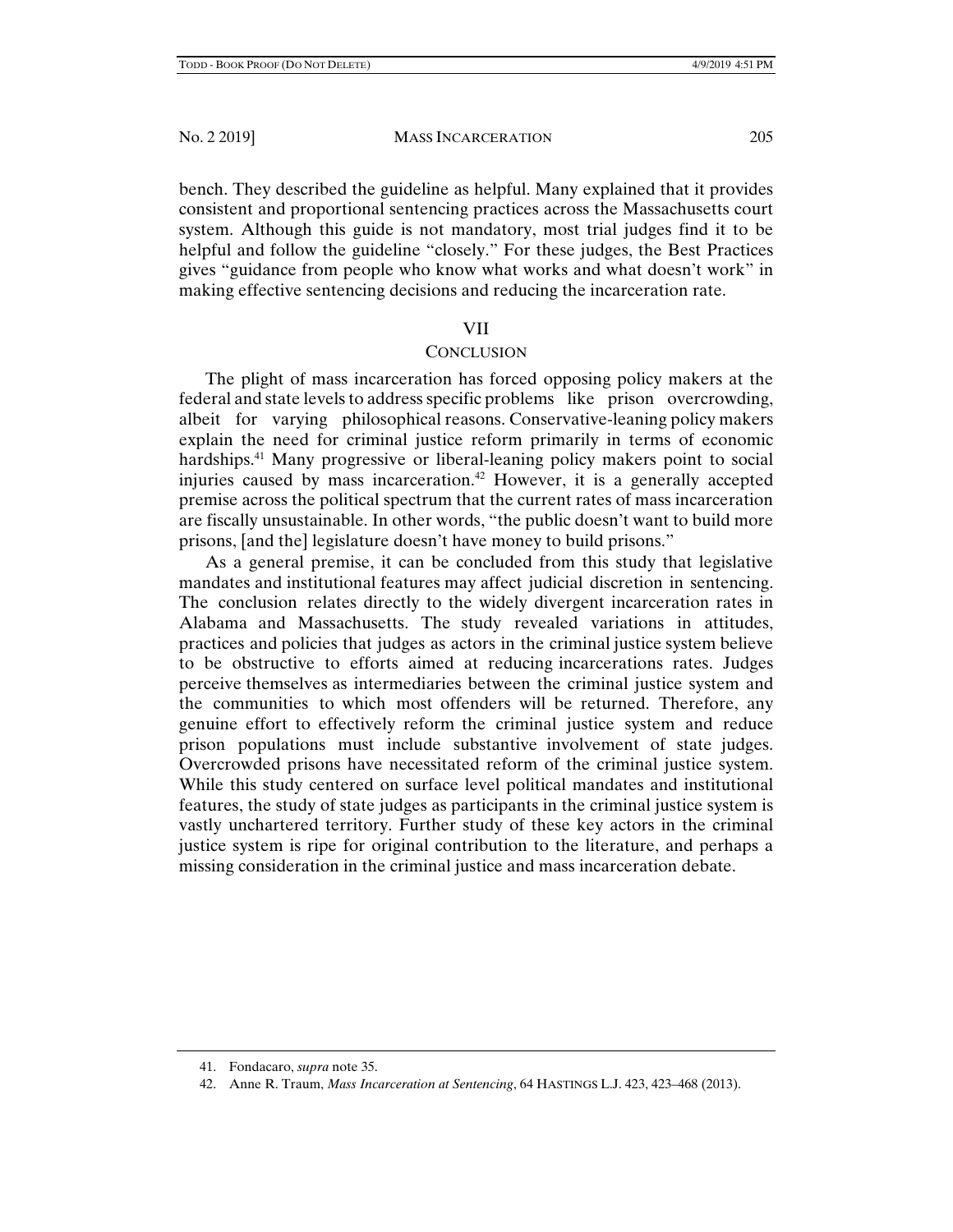bench. They described the guideline as helpful. Many explained that it provides consistent and proportional sentencing practices across the Massachusetts court system. Although this guide is not mandatory, most trial judges find it to be helpful and follow the guideline "closely." For these judges, the Best Practices gives "guidance from people who know what works and what doesn't work" in making effective sentencing decisions and reducing the incarceration rate.

## VII
## CONCLUSION

The plight of mass incarceration has forced opposing policy makers at the federal and state levels to address specific problems like prison overcrowding, albeit for varying philosophical reasons. Conservative-leaning policy makers explain the need for criminal justice reform primarily in terms of economic hardships.[41] Many progressive or liberal-leaning policy makers point to social injuries caused by mass incarceration.[42] However, it is a generally accepted premise across the political spectrum that the current rates of mass incarceration are fiscally unsustainable. In other words, "the public doesn't want to build more prisons, [and the] legislature doesn't have money to build prisons."

As a general premise, it can be concluded from this study that legislative mandates and institutional features may affect judicial discretion in sentencing. The conclusion relates directly to the widely divergent incarceration rates in Alabama and Massachusetts. The study revealed variations in attitudes, practices and policies that judges as actors in the criminal justice system believe to be obstructive to efforts aimed at reducing incarcerations rates. Judges perceive themselves as intermediaries between the criminal justice system and the communities to which most offenders will be returned. Therefore, any genuine effort to effectively reform the criminal justice system and reduce prison populations must include substantive involvement of state judges. Overcrowded prisons have necessitated reform of the criminal justice system. While this study centered on surface level political mandates and institutional features, the study of state judges as participants in the criminal justice system is vastly unchartered territory. Further study of these key actors in the criminal justice system is ripe for original contribution to the literature, and perhaps a missing consideration in the criminal justice and mass incarceration debate.

---

41. Fondacaro, *supra* note 35.

42. Anne R. Traum, *Mass Incarceration at Sentencing*, 64 HASTINGS L.J. 423, 423–468 (2013).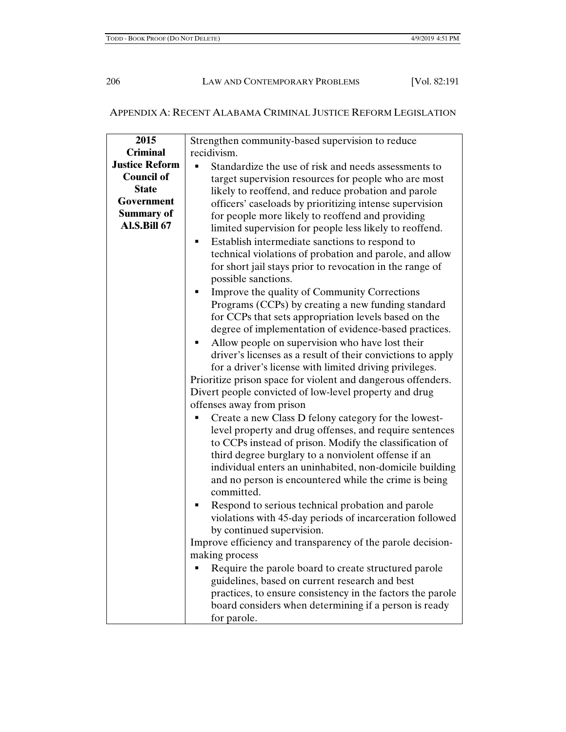## APPENDIX A: RECENT ALABAMA CRIMINAL JUSTICE REFORM LEGISLATION

| | |
|---|---|
| **2015 Criminal Justice Reform Council of State Government Summary of Al.S.Bill 67** | Strengthen community-based supervision to reduce recidivism.<br>▪ Standardize the use of risk and needs assessments to target supervision resources for people who are most likely to reoffend, and reduce probation and parole officers' caseloads by prioritizing intense supervision for people more likely to reoffend and providing limited supervision for people less likely to reoffend.<br>▪ Establish intermediate sanctions to respond to technical violations of probation and parole, and allow for short jail stays prior to revocation in the range of possible sanctions.<br>▪ Improve the quality of Community Corrections Programs (CCPs) by creating a new funding standard for CCPs that sets appropriation levels based on the degree of implementation of evidence-based practices.<br>▪ Allow people on supervision who have lost their driver's licenses as a result of their convictions to apply for a driver's license with limited driving privileges.<br>Prioritize prison space for violent and dangerous offenders. Divert people convicted of low-level property and drug offenses away from prison<br>▪ Create a new Class D felony category for the lowest-level property and drug offenses, and require sentences to CCPs instead of prison. Modify the classification of third degree burglary to a nonviolent offense if an individual enters an uninhabited, non-domicile building and no person is encountered while the crime is being committed.<br>▪ Respond to serious technical probation and parole violations with 45-day periods of incarceration followed by continued supervision.<br>Improve efficiency and transparency of the parole decision-making process<br>▪ Require the parole board to create structured parole guidelines, based on current research and best practices, to ensure consistency in the factors the parole board considers when determining if a person is ready for parole. |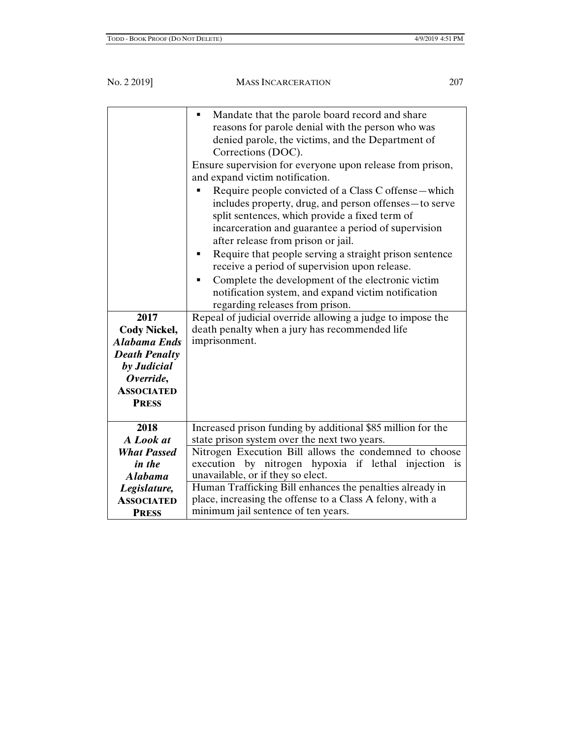| | |
|---|---|
| | ▪ Mandate that the parole board record and share reasons for parole denial with the person who was denied parole, the victims, and the Department of Corrections (DOC).<br>Ensure supervision for everyone upon release from prison, and expand victim notification.<br>▪ Require people convicted of a Class C offense—which includes property, drug, and person offenses—to serve split sentences, which provide a fixed term of incarceration and guarantee a period of supervision after release from prison or jail.<br>▪ Require that people serving a straight prison sentence receive a period of supervision upon release.<br>▪ Complete the development of the electronic victim notification system, and expand victim notification regarding releases from prison. |
| **2017**<br>**Cody Nickel,** ***Alabama Ends Death Penalty by Judicial Override*****,** **ASSOCIATED PRESS** | Repeal of judicial override allowing a judge to impose the death penalty when a jury has recommended life imprisonment. |
| **2018**<br>***A Look at What Passed in the Alabama Legislature*****,** **ASSOCIATED PRESS** | Increased prison funding by additional $85 million for the state prison system over the next two years. |
| | Nitrogen Execution Bill allows the condemned to choose execution by nitrogen hypoxia if lethal injection is unavailable, or if they so elect. |
| | Human Trafficking Bill enhances the penalties already in place, increasing the offense to a Class A felony, with a minimum jail sentence of ten years. |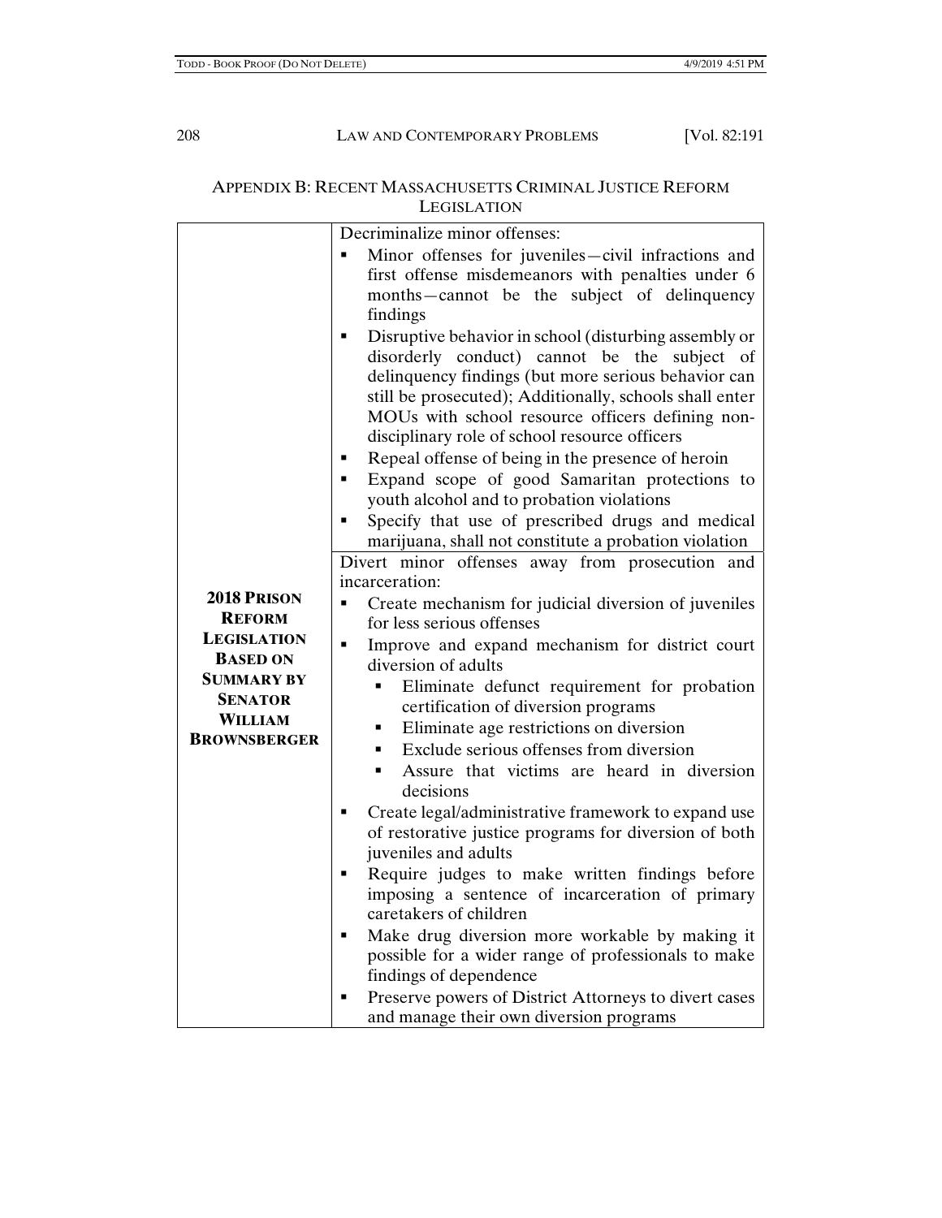## APPENDIX B: RECENT MASSACHUSETTS CRIMINAL JUSTICE REFORM LEGISLATION

| | |
|---|---|
| **2018 PRISON REFORM LEGISLATION BASED ON SUMMARY BY SENATOR WILLIAM BROWNSBERGER** | Decriminalize minor offenses:<br>▪ Minor offenses for juveniles—civil infractions and first offense misdemeanors with penalties under 6 months—cannot be the subject of delinquency findings<br>▪ Disruptive behavior in school (disturbing assembly or disorderly conduct) cannot be the subject of delinquency findings (but more serious behavior can still be prosecuted); Additionally, schools shall enter MOUs with school resource officers defining non-disciplinary role of school resource officers<br>▪ Repeal offense of being in the presence of heroin<br>▪ Expand scope of good Samaritan protections to youth alcohol and to probation violations<br>▪ Specify that use of prescribed drugs and medical marijuana, shall not constitute a probation violation |
| | Divert minor offenses away from prosecution and incarceration:<br>▪ Create mechanism for judicial diversion of juveniles for less serious offenses<br>▪ Improve and expand mechanism for district court diversion of adults<br>&nbsp;&nbsp;&nbsp;&nbsp;▪ Eliminate defunct requirement for probation certification of diversion programs<br>&nbsp;&nbsp;&nbsp;&nbsp;▪ Eliminate age restrictions on diversion<br>&nbsp;&nbsp;&nbsp;&nbsp;▪ Exclude serious offenses from diversion<br>&nbsp;&nbsp;&nbsp;&nbsp;▪ Assure that victims are heard in diversion decisions<br>▪ Create legal/administrative framework to expand use of restorative justice programs for diversion of both juveniles and adults<br>▪ Require judges to make written findings before imposing a sentence of incarceration of primary caretakers of children<br>▪ Make drug diversion more workable by making it possible for a wider range of professionals to make findings of dependence<br>▪ Preserve powers of District Attorneys to divert cases and manage their own diversion programs |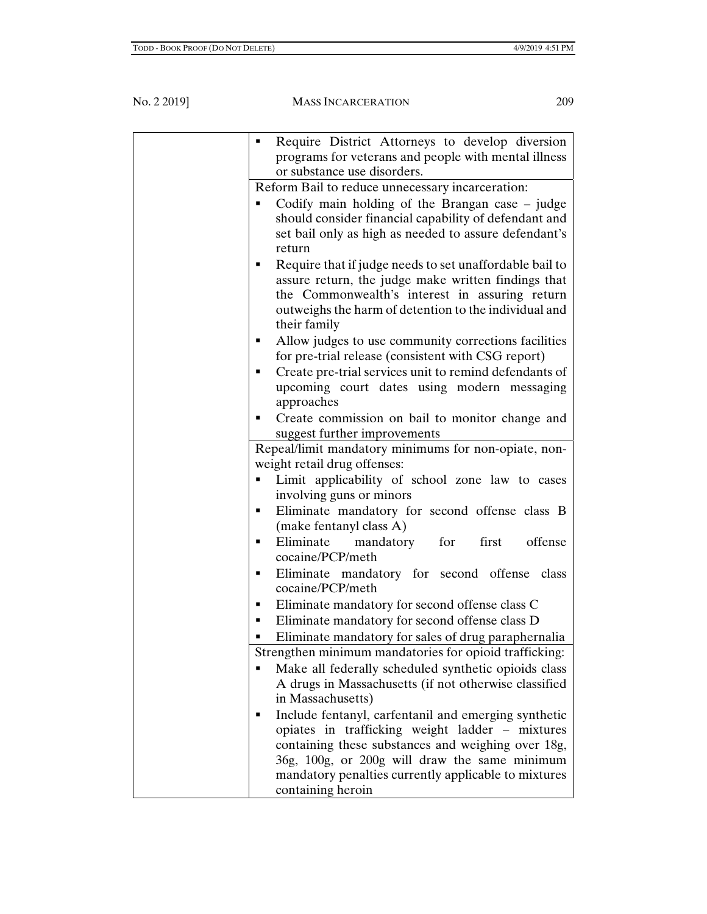| | |
|---|---|
| | ▪ Require District Attorneys to develop diversion programs for veterans and people with mental illness or substance use disorders. |
| | Reform Bail to reduce unnecessary incarceration:<br>▪ Codify main holding of the Brangan case – judge should consider financial capability of defendant and set bail only as high as needed to assure defendant's return<br>▪ Require that if judge needs to set unaffordable bail to assure return, the judge make written findings that the Commonwealth's interest in assuring return outweighs the harm of detention to the individual and their family<br>▪ Allow judges to use community corrections facilities for pre-trial release (consistent with CSG report)<br>▪ Create pre-trial services unit to remind defendants of upcoming court dates using modern messaging approaches<br>▪ Create commission on bail to monitor change and suggest further improvements |
| | Repeal/limit mandatory minimums for non-opiate, non-weight retail drug offenses:<br>▪ Limit applicability of school zone law to cases involving guns or minors<br>▪ Eliminate mandatory for second offense class B (make fentanyl class A)<br>▪ Eliminate mandatory for first offense cocaine/PCP/meth<br>▪ Eliminate mandatory for second offense class cocaine/PCP/meth<br>▪ Eliminate mandatory for second offense class C<br>▪ Eliminate mandatory for second offense class D<br>▪ Eliminate mandatory for sales of drug paraphernalia |
| | Strengthen minimum mandatories for opioid trafficking:<br>▪ Make all federally scheduled synthetic opioids class A drugs in Massachusetts (if not otherwise classified in Massachusetts)<br>▪ Include fentanyl, carfentanil and emerging synthetic opiates in trafficking weight ladder – mixtures containing these substances and weighing over 18g, 36g, 100g, or 200g will draw the same minimum mandatory penalties currently applicable to mixtures containing heroin |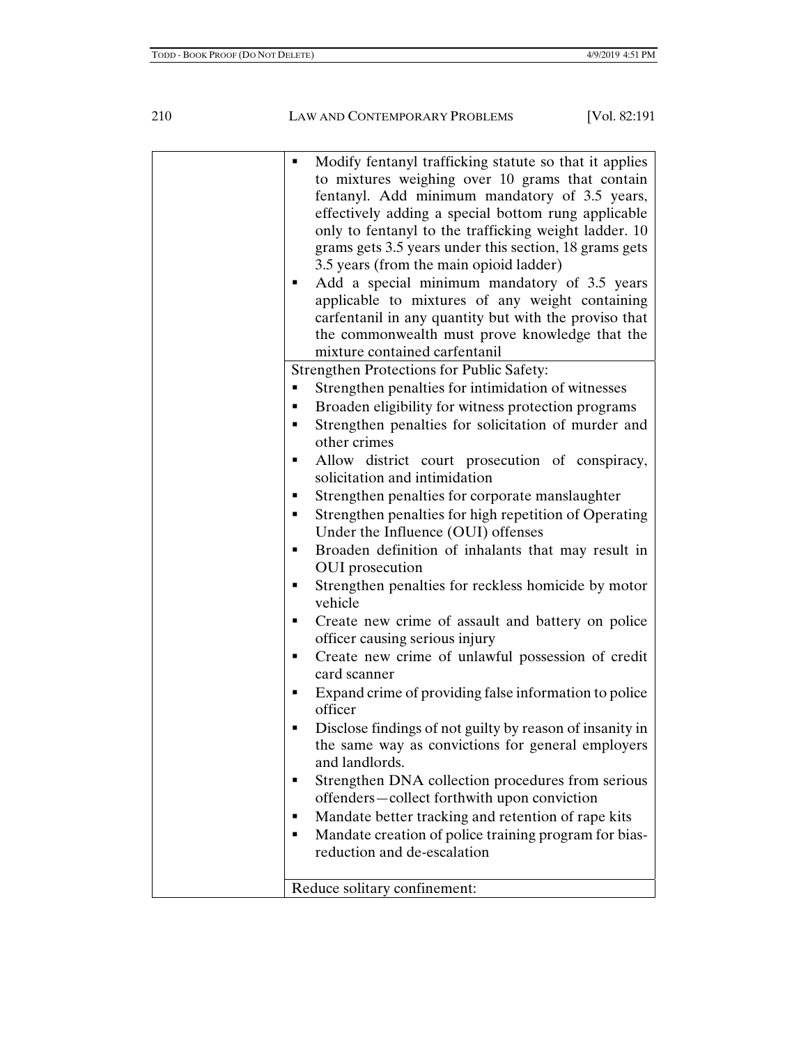| | |
|---|---|
| | ▪ Modify fentanyl trafficking statute so that it applies to mixtures weighing over 10 grams that contain fentanyl. Add minimum mandatory of 3.5 years, effectively adding a special bottom rung applicable only to fentanyl to the trafficking weight ladder. 10 grams gets 3.5 years under this section, 18 grams gets 3.5 years (from the main opioid ladder)<br>▪ Add a special minimum mandatory of 3.5 years applicable to mixtures of any weight containing carfentanil in any quantity but with the proviso that the commonwealth must prove knowledge that the mixture contained carfentanil |
| | Strengthen Protections for Public Safety:<br>▪ Strengthen penalties for intimidation of witnesses<br>▪ Broaden eligibility for witness protection programs<br>▪ Strengthen penalties for solicitation of murder and other crimes<br>▪ Allow district court prosecution of conspiracy, solicitation and intimidation<br>▪ Strengthen penalties for corporate manslaughter<br>▪ Strengthen penalties for high repetition of Operating Under the Influence (OUI) offenses<br>▪ Broaden definition of inhalants that may result in OUI prosecution<br>▪ Strengthen penalties for reckless homicide by motor vehicle<br>▪ Create new crime of assault and battery on police officer causing serious injury<br>▪ Create new crime of unlawful possession of credit card scanner<br>▪ Expand crime of providing false information to police officer<br>▪ Disclose findings of not guilty by reason of insanity in the same way as convictions for general employers and landlords.<br>▪ Strengthen DNA collection procedures from serious offenders—collect forthwith upon conviction<br>▪ Mandate better tracking and retention of rape kits<br>▪ Mandate creation of police training program for bias-reduction and de-escalation |
| | Reduce solitary confinement: |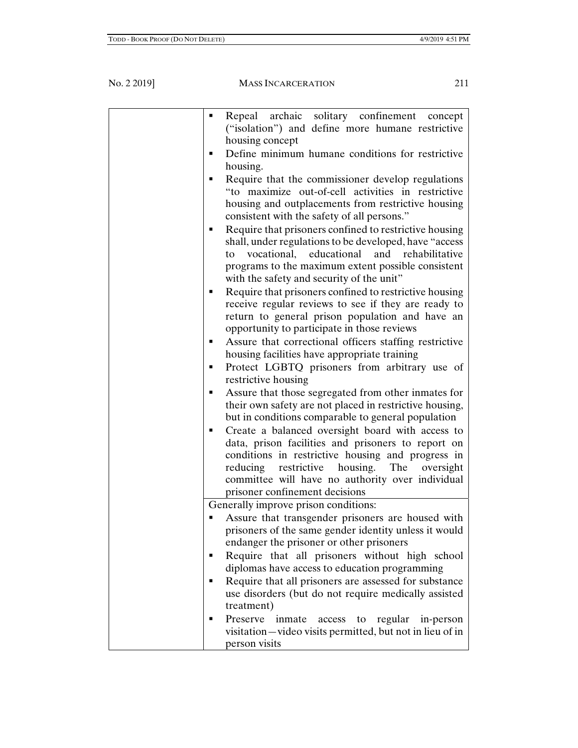| | |
|---|---|
| | ▪ Repeal archaic solitary confinement concept ("isolation") and define more humane restrictive housing concept<br>▪ Define minimum humane conditions for restrictive housing.<br>▪ Require that the commissioner develop regulations "to maximize out-of-cell activities in restrictive housing and outplacements from restrictive housing consistent with the safety of all persons."<br>▪ Require that prisoners confined to restrictive housing shall, under regulations to be developed, have "access to vocational, educational and rehabilitative programs to the maximum extent possible consistent with the safety and security of the unit"<br>▪ Require that prisoners confined to restrictive housing receive regular reviews to see if they are ready to return to general prison population and have an opportunity to participate in those reviews<br>▪ Assure that correctional officers staffing restrictive housing facilities have appropriate training<br>▪ Protect LGBTQ prisoners from arbitrary use of restrictive housing<br>▪ Assure that those segregated from other inmates for their own safety are not placed in restrictive housing, but in conditions comparable to general population<br>▪ Create a balanced oversight board with access to data, prison facilities and prisoners to report on conditions in restrictive housing and progress in reducing restrictive housing. The oversight committee will have no authority over individual prisoner confinement decisions |
| | Generally improve prison conditions:<br>▪ Assure that transgender prisoners are housed with prisoners of the same gender identity unless it would endanger the prisoner or other prisoners<br>▪ Require that all prisoners without high school diplomas have access to education programming<br>▪ Require that all prisoners are assessed for substance use disorders (but do not require medically assisted treatment)<br>▪ Preserve inmate access to regular in-person visitation—video visits permitted, but not in lieu of in person visits |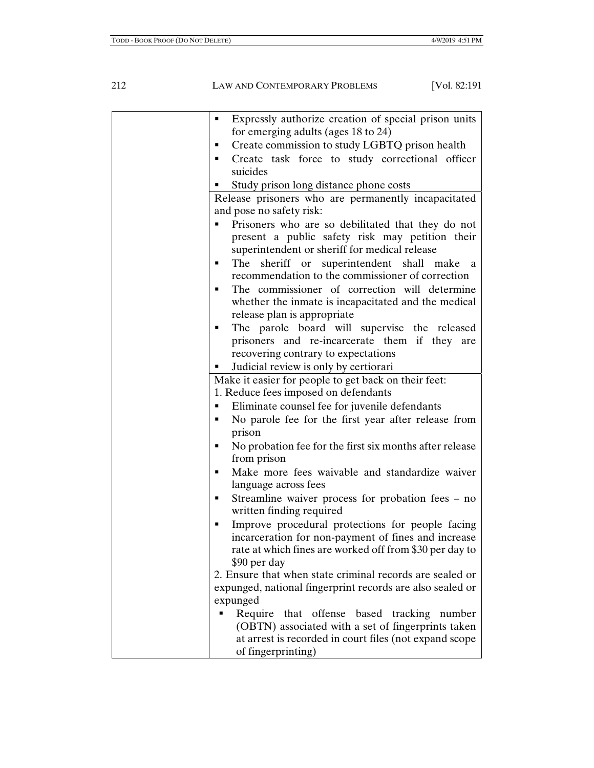| | |
|---|---|
| | ▪ Expressly authorize creation of special prison units for emerging adults (ages 18 to 24)<br>▪ Create commission to study LGBTQ prison health<br>▪ Create task force to study correctional officer suicides<br>▪ Study prison long distance phone costs |
| | Release prisoners who are permanently incapacitated and pose no safety risk:<br>▪ Prisoners who are so debilitated that they do not present a public safety risk may petition their superintendent or sheriff for medical release<br>▪ The sheriff or superintendent shall make a recommendation to the commissioner of correction<br>▪ The commissioner of correction will determine whether the inmate is incapacitated and the medical release plan is appropriate<br>▪ The parole board will supervise the released prisoners and re-incarcerate them if they are recovering contrary to expectations<br>▪ Judicial review is only by certiorari |
| | Make it easier for people to get back on their feet:<br>1. Reduce fees imposed on defendants<br>▪ Eliminate counsel fee for juvenile defendants<br>▪ No parole fee for the first year after release from prison<br>▪ No probation fee for the first six months after release from prison<br>▪ Make more fees waivable and standardize waiver language across fees<br>▪ Streamline waiver process for probation fees – no written finding required<br>▪ Improve procedural protections for people facing incarceration for non-payment of fines and increase rate at which fines are worked off from $30 per day to $90 per day<br>2. Ensure that when state criminal records are sealed or expunged, national fingerprint records are also sealed or expunged<br>▪ Require that offense based tracking number (OBTN) associated with a set of fingerprints taken at arrest is recorded in court files (not expand scope of fingerprinting) |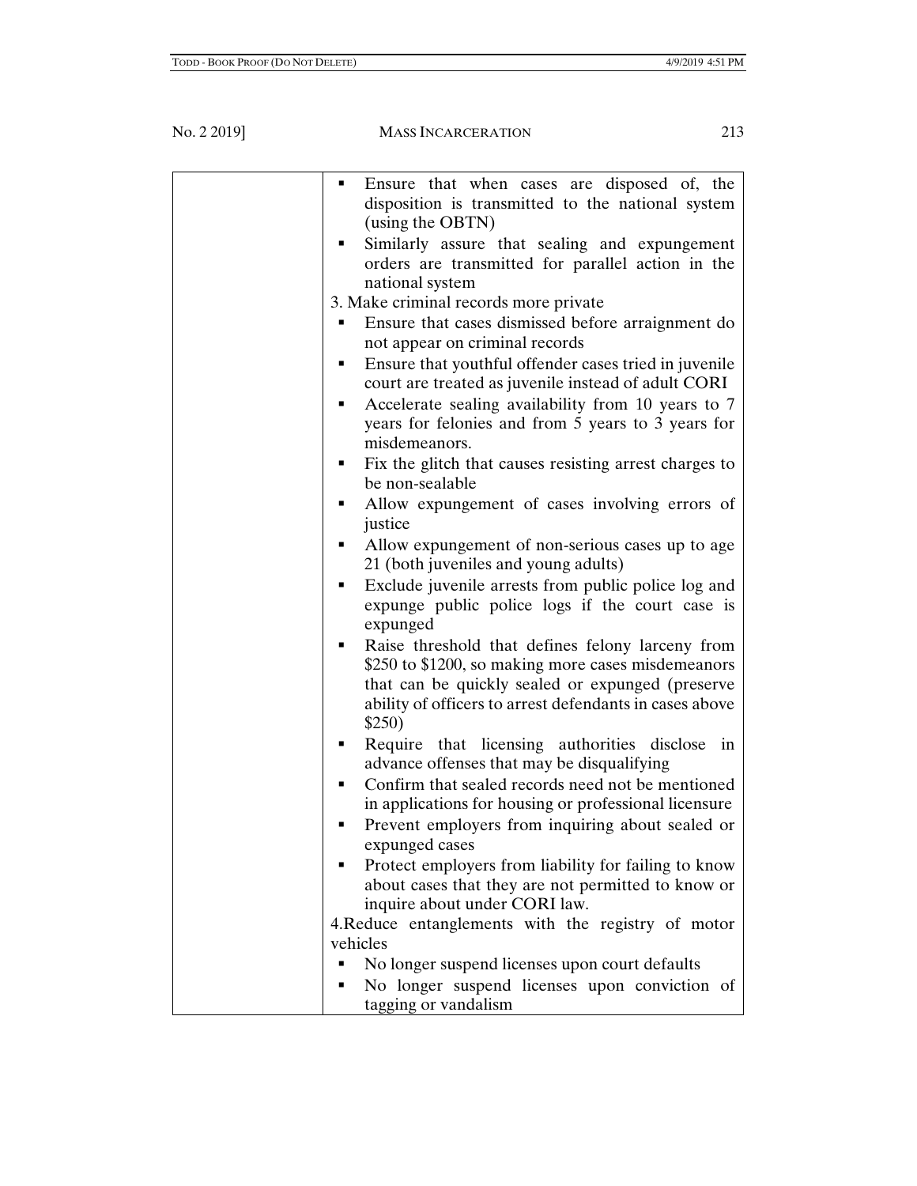| | |
|---|---|
| | ▪ Ensure that when cases are disposed of, the disposition is transmitted to the national system (using the OBTN)<br>▪ Similarly assure that sealing and expungement orders are transmitted for parallel action in the national system<br>3. Make criminal records more private<br>▪ Ensure that cases dismissed before arraignment do not appear on criminal records<br>▪ Ensure that youthful offender cases tried in juvenile court are treated as juvenile instead of adult CORI<br>▪ Accelerate sealing availability from 10 years to 7 years for felonies and from 5 years to 3 years for misdemeanors.<br>▪ Fix the glitch that causes resisting arrest charges to be non-sealable<br>▪ Allow expungement of cases involving errors of justice<br>▪ Allow expungement of non-serious cases up to age 21 (both juveniles and young adults)<br>▪ Exclude juvenile arrests from public police log and expunge public police logs if the court case is expunged<br>▪ Raise threshold that defines felony larceny from \$250 to \$1200, so making more cases misdemeanors that can be quickly sealed or expunged (preserve ability of officers to arrest defendants in cases above \$250)<br>▪ Require that licensing authorities disclose in advance offenses that may be disqualifying<br>▪ Confirm that sealed records need not be mentioned in applications for housing or professional licensure<br>▪ Prevent employers from inquiring about sealed or expunged cases<br>▪ Protect employers from liability for failing to know about cases that they are not permitted to know or inquire about under CORI law.<br>4.Reduce entanglements with the registry of motor vehicles<br>▪ No longer suspend licenses upon court defaults<br>▪ No longer suspend licenses upon conviction of tagging or vandalism |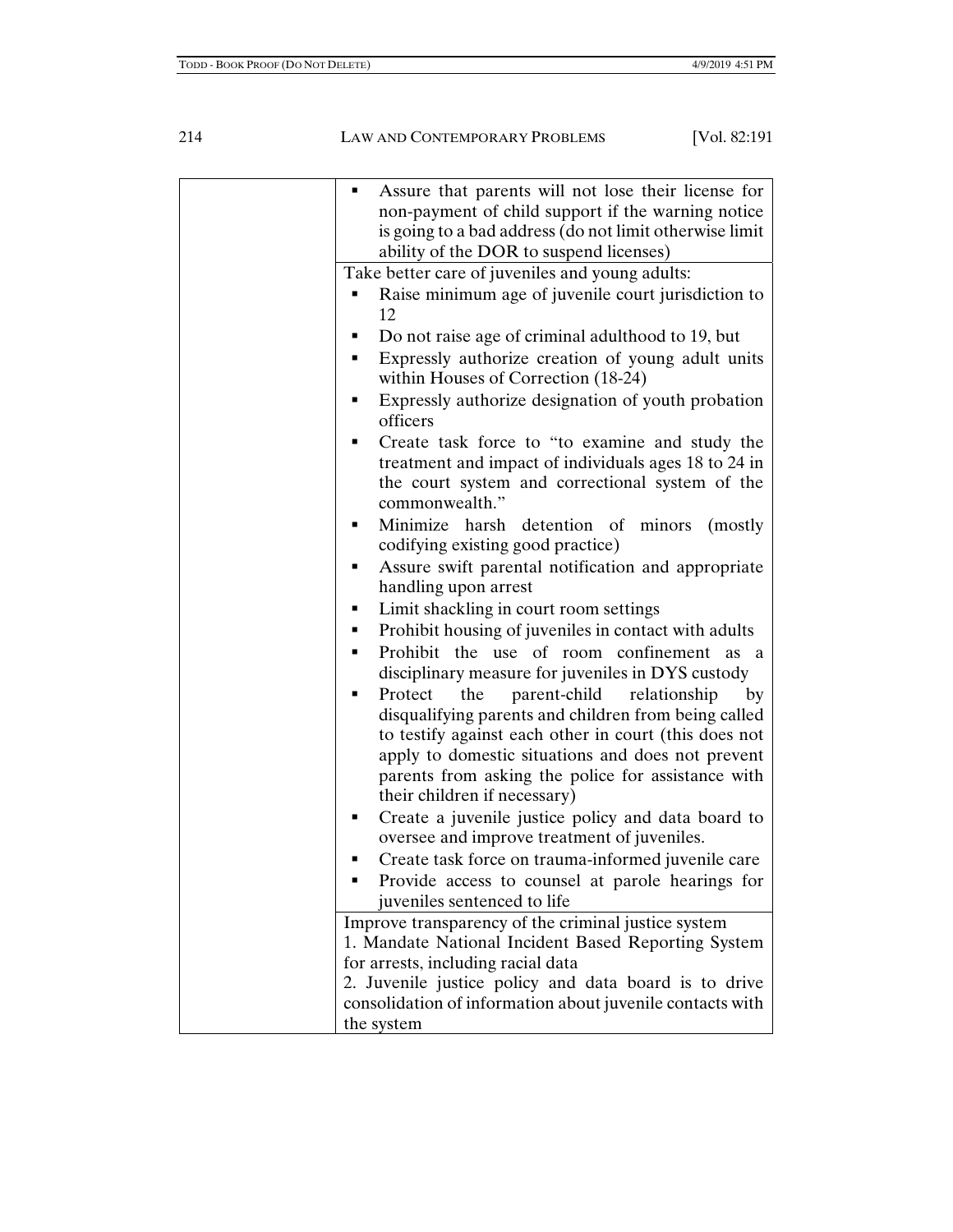| | |
|---|---|
| | ▪ Assure that parents will not lose their license for non-payment of child support if the warning notice is going to a bad address (do not limit otherwise limit ability of the DOR to suspend licenses) |
| | Take better care of juveniles and young adults:<br>▪ Raise minimum age of juvenile court jurisdiction to 12<br>▪ Do not raise age of criminal adulthood to 19, but<br>▪ Expressly authorize creation of young adult units within Houses of Correction (18-24)<br>▪ Expressly authorize designation of youth probation officers<br>▪ Create task force to "to examine and study the treatment and impact of individuals ages 18 to 24 in the court system and correctional system of the commonwealth."<br>▪ Minimize harsh detention of minors (mostly codifying existing good practice)<br>▪ Assure swift parental notification and appropriate handling upon arrest<br>▪ Limit shackling in court room settings<br>▪ Prohibit housing of juveniles in contact with adults<br>▪ Prohibit the use of room confinement as a disciplinary measure for juveniles in DYS custody<br>▪ Protect the parent-child relationship by disqualifying parents and children from being called to testify against each other in court (this does not apply to domestic situations and does not prevent parents from asking the police for assistance with their children if necessary)<br>▪ Create a juvenile justice policy and data board to oversee and improve treatment of juveniles.<br>▪ Create task force on trauma-informed juvenile care<br>▪ Provide access to counsel at parole hearings for juveniles sentenced to life |
| | Improve transparency of the criminal justice system<br>1. Mandate National Incident Based Reporting System for arrests, including racial data<br>2. Juvenile justice policy and data board is to drive consolidation of information about juvenile contacts with the system |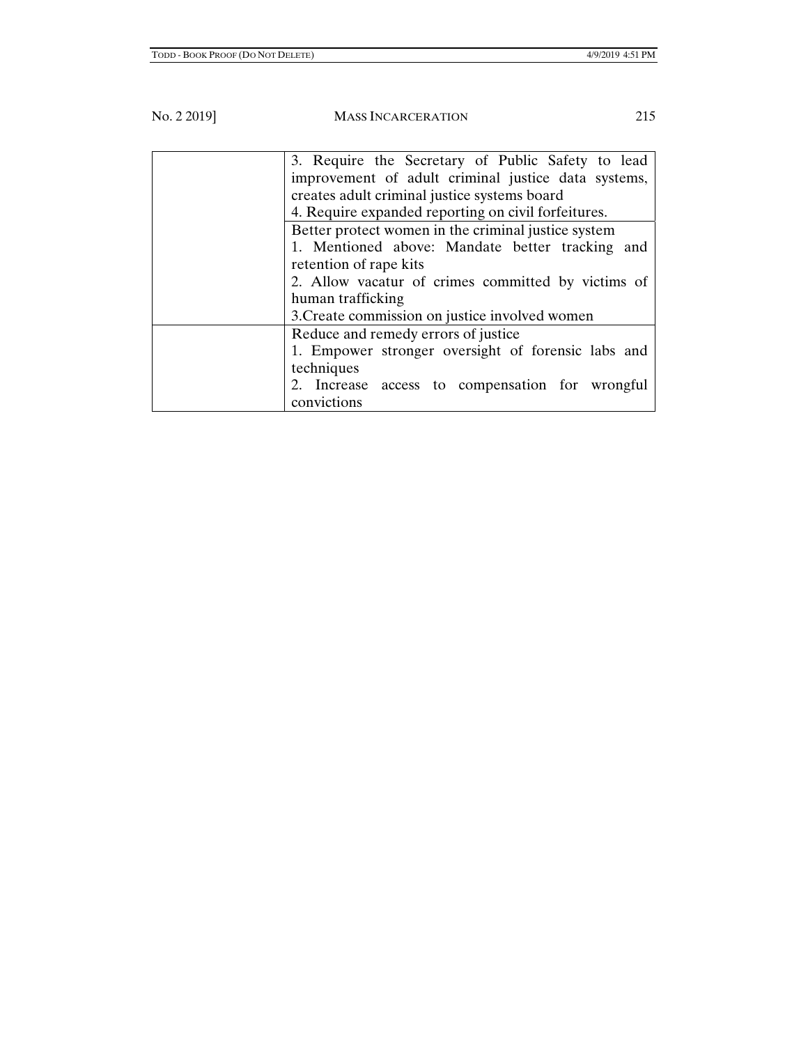| | |
|---|---|
| | 3. Require the Secretary of Public Safety to lead improvement of adult criminal justice data systems, creates adult criminal justice systems board<br>4. Require expanded reporting on civil forfeitures. |
| | Better protect women in the criminal justice system<br>1. Mentioned above: Mandate better tracking and retention of rape kits<br>2. Allow vacatur of crimes committed by victims of human trafficking<br>3.Create commission on justice involved women |
| | Reduce and remedy errors of justice<br>1. Empower stronger oversight of forensic labs and techniques<br>2. Increase access to compensation for wrongful convictions |